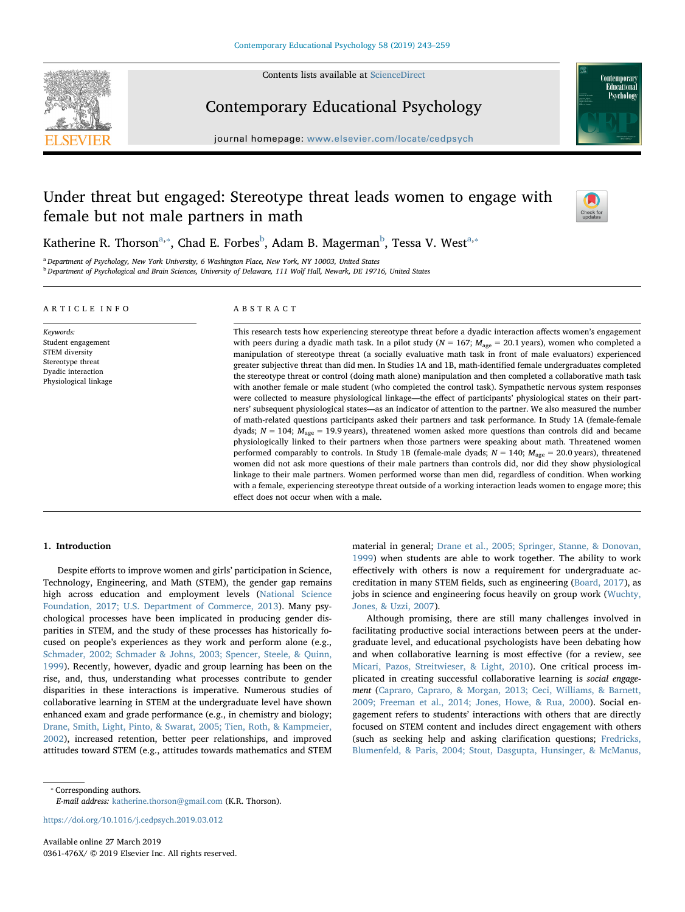Contents lists available at ScienceDirect

# Contemporary Educational Psychology

journal homepage: www.elsevier.com/locate/cedpsych

# Under threat but engaged: Stereotype threat leads women to engage with female but not male partners in math

Katherine R. Thorson[a,*], Chad E. Forbes[b], Adam B. Magerman[b], Tessa V. West[a,*]

[a] Department of Psychology, New York University, 6 Washington Place, New York, NY 10003, United States
[b] Department of Psychological and Brain Sciences, University of Delaware, 111 Wolf Hall, Newark, DE 19716, United States

## ARTICLE INFO

*Keywords:*
Student engagement
STEM diversity
Stereotype threat
Dyadic interaction
Physiological linkage

## ABSTRACT

This research tests how experiencing stereotype threat before a dyadic interaction affects women's engagement with peers during a dyadic math task. In a pilot study ($N = 167$; $M_{age} = 20.1$ years), women who completed a manipulation of stereotype threat (a socially evaluative math task in front of male evaluators) experienced greater subjective threat than did men. In Studies 1A and 1B, math-identified female undergraduates completed the stereotype threat or control (doing math alone) manipulation and then completed a collaborative math task with another female or male student (who completed the control task). Sympathetic nervous system responses were collected to measure physiological linkage—the effect of participants' physiological states on their partners' subsequent physiological states—as an indicator of attention to the partner. We also measured the number of math-related questions participants asked their partners and task performance. In Study 1A (female-female dyads; $N = 104$; $M_{age} = 19.9$ years), threatened women asked more questions than controls did and became physiologically linked to their partners when those partners were speaking about math. Threatened women performed comparably to controls. In Study 1B (female-male dyads; $N = 140$; $M_{age} = 20.0$ years), threatened women did not ask more questions of their male partners than controls did, nor did they show physiological linkage to their male partners. Women performed worse than men did, regardless of condition. When working with a female, experiencing stereotype threat outside of a working interaction leads women to engage more; this effect does not occur when with a male.

## 1. Introduction

Despite efforts to improve women and girls' participation in Science, Technology, Engineering, and Math (STEM), the gender gap remains high across education and employment levels (National Science Foundation, 2017; U.S. Department of Commerce, 2013). Many psychological processes have been implicated in producing gender disparities in STEM, and the study of these processes has historically focused on people's experiences as they work and perform alone (e.g., Schmader, 2002; Schmader & Johns, 2003; Spencer, Steele, & Quinn, 1999). Recently, however, dyadic and group learning has been on the rise, and, thus, understanding what processes contribute to gender disparities in these interactions is imperative. Numerous studies of collaborative learning in STEM at the undergraduate level have shown enhanced exam and grade performance (e.g., in chemistry and biology; Drane, Smith, Light, Pinto, & Swarat, 2005; Tien, Roth, & Kampmeier, 2002), increased retention, better peer relationships, and improved attitudes toward STEM (e.g., attitudes towards mathematics and STEM material in general; Drane et al., 2005; Springer, Stanne, & Donovan, 1999) when students are able to work together. The ability to work effectively with others is now a requirement for undergraduate accreditation in many STEM fields, such as engineering (Board, 2017), as jobs in science and engineering focus heavily on group work (Wuchty, Jones, & Uzzi, 2007).

Although promising, there are still many challenges involved in facilitating productive social interactions between peers at the undergraduate level, and educational psychologists have been debating how and when collaborative learning is most effective (for a review, see Micari, Pazos, Streitwieser, & Light, 2010). One critical process implicated in creating successful collaborative learning is *social engagement* (Capraro, Capraro, & Morgan, 2013; Ceci, Williams, & Barnett, 2009; Freeman et al., 2014; Jones, Howe, & Rua, 2000). Social engagement refers to students' interactions with others that are directly focused on STEM content and includes direct engagement with others (such as seeking help and asking clarification questions; Fredricks, Blumenfeld, & Paris, 2004; Stout, Dasgupta, Hunsinger, & McManus,

* Corresponding authors.
*E-mail address:* katherine.thorson@gmail.com (K.R. Thorson).

https://doi.org/10.1016/j.cedpsych.2019.03.012

Available online 27 March 2019
0361-476X/ © 2019 Elsevier Inc. All rights reserved.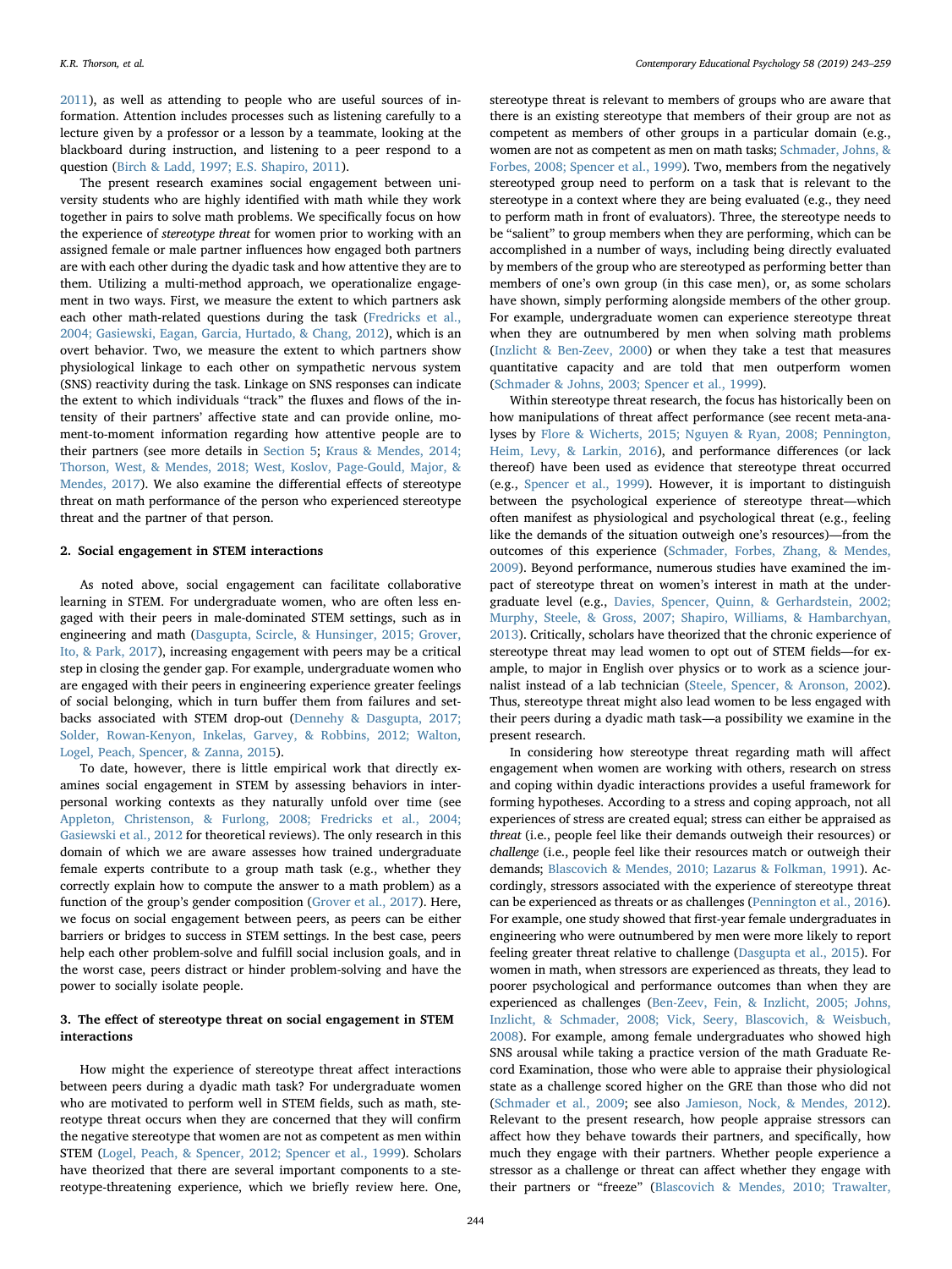2011), as well as attending to people who are useful sources of information. Attention includes processes such as listening carefully to a lecture given by a professor or a lesson by a teammate, looking at the blackboard during instruction, and listening to a peer respond to a question (Birch & Ladd, 1997; E.S. Shapiro, 2011).

The present research examines social engagement between university students who are highly identified with math while they work together in pairs to solve math problems. We specifically focus on how the experience of *stereotype threat* for women prior to working with an assigned female or male partner influences how engaged both partners are with each other during the dyadic task and how attentive they are to them. Utilizing a multi-method approach, we operationalize engagement in two ways. First, we measure the extent to which partners ask each other math-related questions during the task (Fredricks et al., 2004; Gasiewski, Eagan, Garcia, Hurtado, & Chang, 2012), which is an overt behavior. Two, we measure the extent to which partners show physiological linkage to each other on sympathetic nervous system (SNS) reactivity during the task. Linkage on SNS responses can indicate the extent to which individuals "track" the fluxes and flows of the intensity of their partners' affective state and can provide online, moment-to-moment information regarding how attentive people are to their partners (see more details in Section 5; Kraus & Mendes, 2014; Thorson, West, & Mendes, 2018; West, Koslov, Page-Gould, Major, & Mendes, 2017). We also examine the differential effects of stereotype threat on math performance of the person who experienced stereotype threat and the partner of that person.

## 2. Social engagement in STEM interactions

As noted above, social engagement can facilitate collaborative learning in STEM. For undergraduate women, who are often less engaged with their peers in male-dominated STEM settings, such as in engineering and math (Dasgupta, Scircle, & Hunsinger, 2015; Grover, Ito, & Park, 2017), increasing engagement with peers may be a critical step in closing the gender gap. For example, undergraduate women who are engaged with their peers in engineering experience greater feelings of social belonging, which in turn buffer them from failures and setbacks associated with STEM drop-out (Dennehy & Dasgupta, 2017; Solder, Rowan-Kenyon, Inkelas, Garvey, & Robbins, 2012; Walton, Logel, Peach, Spencer, & Zanna, 2015).

To date, however, there is little empirical work that directly examines social engagement in STEM by assessing behaviors in interpersonal working contexts as they naturally unfold over time (see Appleton, Christenson, & Furlong, 2008; Fredricks et al., 2004; Gasiewski et al., 2012 for theoretical reviews). The only research in this domain of which we are aware assesses how trained undergraduate female experts contribute to a group math task (e.g., whether they correctly explain how to compute the answer to a math problem) as a function of the group's gender composition (Grover et al., 2017). Here, we focus on social engagement between peers, as peers can be either barriers or bridges to success in STEM settings. In the best case, peers help each other problem-solve and fulfill social inclusion goals, and in the worst case, peers distract or hinder problem-solving and have the power to socially isolate people.

## 3. The effect of stereotype threat on social engagement in STEM interactions

How might the experience of stereotype threat affect interactions between peers during a dyadic math task? For undergraduate women who are motivated to perform well in STEM fields, such as math, stereotype threat occurs when they are concerned that they will confirm the negative stereotype that women are not as competent as men within STEM (Logel, Peach, & Spencer, 2012; Spencer et al., 1999). Scholars have theorized that there are several important components to a stereotype-threatening experience, which we briefly review here. One, stereotype threat is relevant to members of groups who are aware that there is an existing stereotype that members of their group are not as competent as members of other groups in a particular domain (e.g., women are not as competent as men on math tasks; Schmader, Johns, & Forbes, 2008; Spencer et al., 1999). Two, members from the negatively stereotyped group need to perform on a task that is relevant to the stereotype in a context where they are being evaluated (e.g., they need to perform math in front of evaluators). Three, the stereotype needs to be "salient" to group members when they are performing, which can be accomplished in a number of ways, including being directly evaluated by members of the group who are stereotyped as performing better than members of one's own group (in this case men), or, as some scholars have shown, simply performing alongside members of the other group. For example, undergraduate women can experience stereotype threat when they are outnumbered by men when solving math problems (Inzlicht & Ben-Zeev, 2000) or when they take a test that measures quantitative capacity and are told that men outperform women (Schmader & Johns, 2003; Spencer et al., 1999).

Within stereotype threat research, the focus has historically been on how manipulations of threat affect performance (see recent meta-analyses by Flore & Wicherts, 2015; Nguyen & Ryan, 2008; Pennington, Heim, Levy, & Larkin, 2016), and performance differences (or lack thereof) have been used as evidence that stereotype threat occurred (e.g., Spencer et al., 1999). However, it is important to distinguish between the psychological experience of stereotype threat—which often manifest as physiological and psychological threat (e.g., feeling like the demands of the situation outweigh one's resources)—from the outcomes of this experience (Schmader, Forbes, Zhang, & Mendes, 2009). Beyond performance, numerous studies have examined the impact of stereotype threat on women's interest in math at the undergraduate level (e.g., Davies, Spencer, Quinn, & Gerhardstein, 2002; Murphy, Steele, & Gross, 2007; Shapiro, Williams, & Hambarchyan, 2013). Critically, scholars have theorized that the chronic experience of stereotype threat may lead women to opt out of STEM fields—for example, to major in English over physics or to work as a science journalist instead of a lab technician (Steele, Spencer, & Aronson, 2002). Thus, stereotype threat might also lead women to be less engaged with their peers during a dyadic math task—a possibility we examine in the present research.

In considering how stereotype threat regarding math will affect engagement when women are working with others, research on stress and coping within dyadic interactions provides a useful framework for forming hypotheses. According to a stress and coping approach, not all experiences of stress are created equal; stress can either be appraised as *threat* (i.e., people feel like their demands outweigh their resources) or *challenge* (i.e., people feel like their resources match or outweigh their demands; Blascovich & Mendes, 2010; Lazarus & Folkman, 1991). Accordingly, stressors associated with the experience of stereotype threat can be experienced as threats or as challenges (Pennington et al., 2016). For example, one study showed that first-year female undergraduates in engineering who were outnumbered by men were more likely to report feeling greater threat relative to challenge (Dasgupta et al., 2015). For women in math, when stressors are experienced as threats, they lead to poorer psychological and performance outcomes than when they are experienced as challenges (Ben-Zeev, Fein, & Inzlicht, 2005; Johns, Inzlicht, & Schmader, 2008; Vick, Seery, Blascovich, & Weisbuch, 2008). For example, among female undergraduates who showed high SNS arousal while taking a practice version of the math Graduate Record Examination, those who were able to appraise their physiological state as a challenge scored higher on the GRE than those who did not (Schmader et al., 2009; see also Jamieson, Nock, & Mendes, 2012). Relevant to the present research, how people appraise stressors can affect how they behave towards their partners, and specifically, how much they engage with their partners. Whether people experience a stressor as a challenge or threat can affect whether they engage with their partners or "freeze" (Blascovich & Mendes, 2010; Trawalter,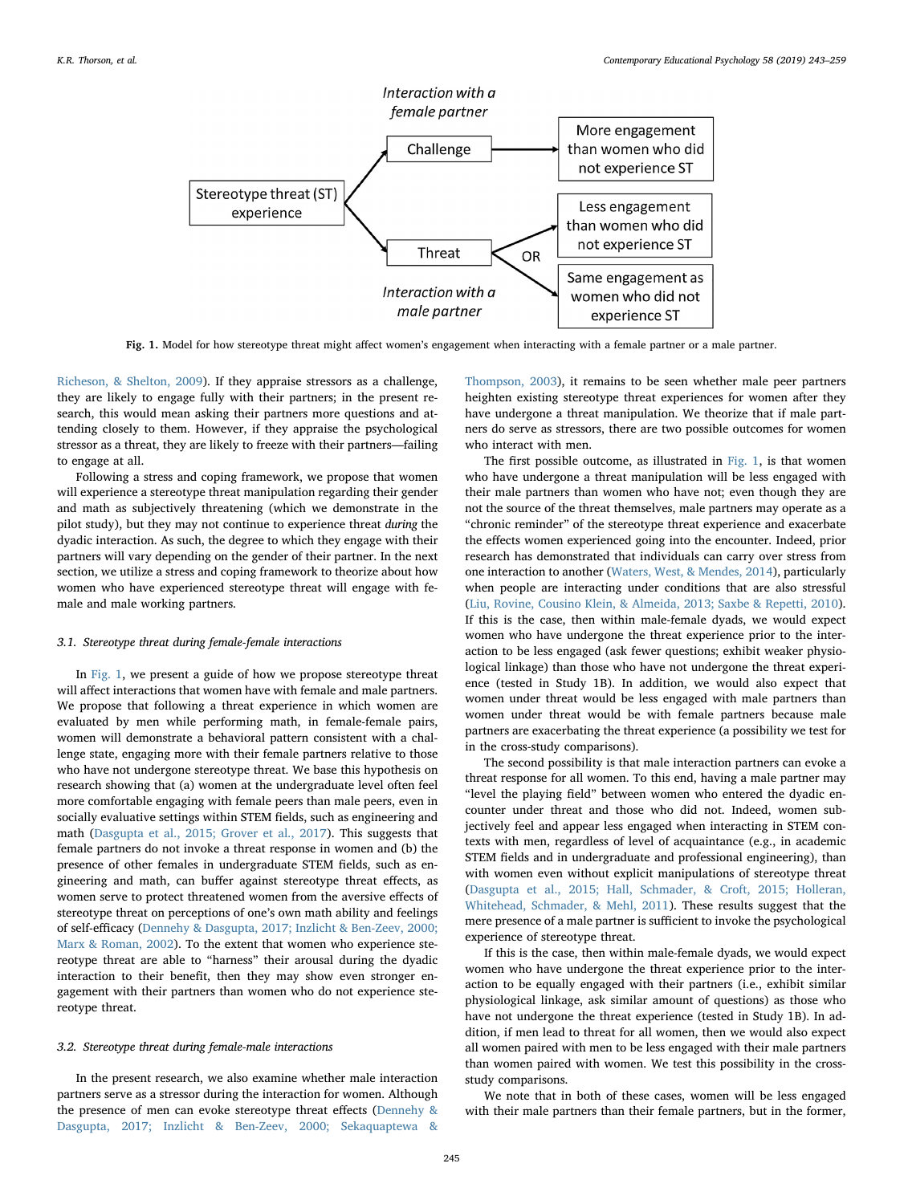Interaction with a female partner

Challenge → More engagement than women who did not experience ST

Stereotype threat (ST) experience

Threat → Less engagement than women who did not experience ST OR Same engagement as women who did not experience ST

Interaction with a male partner

**Fig. 1.** Model for how stereotype threat might affect women's engagement when interacting with a female partner or a male partner.

Richeson, & Shelton, 2009). If they appraise stressors as a challenge, they are likely to engage fully with their partners; in the present research, this would mean asking their partners more questions and attending closely to them. However, if they appraise the psychological stressor as a threat, they are likely to freeze with their partners—failing to engage at all.

Following a stress and coping framework, we propose that women will experience a stereotype threat manipulation regarding their gender and math as subjectively threatening (which we demonstrate in the pilot study), but they may not continue to experience threat *during* the dyadic interaction. As such, the degree to which they engage with their partners will vary depending on the gender of their partner. In the next section, we utilize a stress and coping framework to theorize about how women who have experienced stereotype threat will engage with female and male working partners.

### 3.1. Stereotype threat during female-female interactions

In Fig. 1, we present a guide of how we propose stereotype threat will affect interactions that women have with female and male partners. We propose that following a threat experience in which women are evaluated by men while performing math, in female-female pairs, women will demonstrate a behavioral pattern consistent with a challenge state, engaging more with their female partners relative to those who have not undergone stereotype threat. We base this hypothesis on research showing that (a) women at the undergraduate level often feel more comfortable engaging with female peers than male peers, even in socially evaluative settings within STEM fields, such as engineering and math (Dasgupta et al., 2015; Grover et al., 2017). This suggests that female partners do not invoke a threat response in women and (b) the presence of other females in undergraduate STEM fields, such as engineering and math, can buffer against stereotype threat effects, as women serve to protect threatened women from the aversive effects of stereotype threat on perceptions of one's own math ability and feelings of self-efficacy (Dennehy & Dasgupta, 2017; Inzlicht & Ben-Zeev, 2000; Marx & Roman, 2002). To the extent that women who experience stereotype threat are able to "harness" their arousal during the dyadic interaction to their benefit, then they may show even stronger engagement with their partners than women who do not experience stereotype threat.

### 3.2. Stereotype threat during female-male interactions

In the present research, we also examine whether male interaction partners serve as a stressor during the interaction for women. Although the presence of men can evoke stereotype threat effects (Dennehy & Dasgupta, 2017; Inzlicht & Ben-Zeev, 2000; Sekaquaptewa & Thompson, 2003), it remains to be seen whether male peer partners heighten existing stereotype threat experiences for women after they have undergone a threat manipulation. We theorize that if male partners do serve as stressors, there are two possible outcomes for women who interact with men.

The first possible outcome, as illustrated in Fig. 1, is that women who have undergone a threat manipulation will be less engaged with their male partners than women who have not; even though they are not the source of the threat themselves, male partners may operate as a "chronic reminder" of the stereotype threat experience and exacerbate the effects women experienced going into the encounter. Indeed, prior research has demonstrated that individuals can carry over stress from one interaction to another (Waters, West, & Mendes, 2014), particularly when people are interacting under conditions that are also stressful (Liu, Rovine, Cousino Klein, & Almeida, 2013; Saxbe & Repetti, 2010). If this is the case, then within male-female dyads, we would expect women who have undergone the threat experience prior to the interaction to be less engaged (ask fewer questions; exhibit weaker physiological linkage) than those who have not undergone the threat experience (tested in Study 1B). In addition, we would also expect that women under threat would be less engaged with male partners than women under threat would be with female partners because male partners are exacerbating the threat experience (a possibility we test for in the cross-study comparisons).

The second possibility is that male interaction partners can evoke a threat response for all women. To this end, having a male partner may "level the playing field" between women who entered the dyadic encounter under threat and those who did not. Indeed, women subjectively feel and appear less engaged when interacting in STEM contexts with men, regardless of level of acquaintance (e.g., in academic STEM fields and in undergraduate and professional engineering), than with women even without explicit manipulations of stereotype threat (Dasgupta et al., 2015; Hall, Schmader, & Croft, 2015; Holleran, Whitehead, Schmader, & Mehl, 2011). These results suggest that the mere presence of a male partner is sufficient to invoke the psychological experience of stereotype threat.

If this is the case, then within male-female dyads, we would expect women who have undergone the threat experience prior to the interaction to be equally engaged with their partners (i.e., exhibit similar physiological linkage, ask similar amount of questions) as those who have not undergone the threat experience (tested in Study 1B). In addition, if men lead to threat for all women, then we would also expect all women paired with men to be less engaged with their male partners than women paired with women. We test this possibility in the cross-study comparisons.

We note that in both of these cases, women will be less engaged with their male partners than their female partners, but in the former,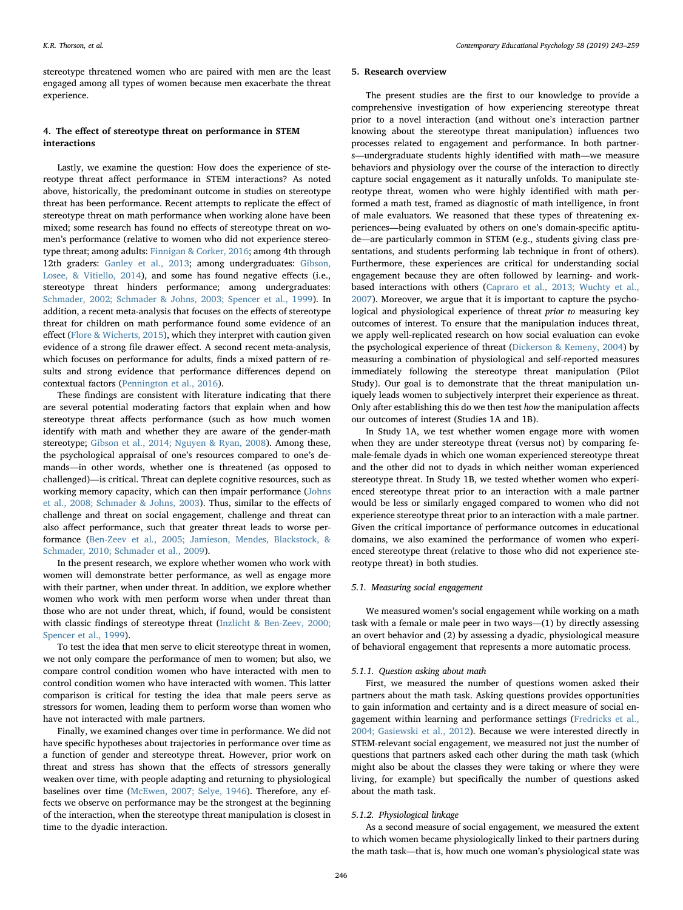stereotype threatened women who are paired with men are the least engaged among all types of women because men exacerbate the threat experience.

## 4. The effect of stereotype threat on performance in STEM interactions

Lastly, we examine the question: How does the experience of stereotype threat affect performance in STEM interactions? As noted above, historically, the predominant outcome in studies on stereotype threat has been performance. Recent attempts to replicate the effect of stereotype threat on math performance when working alone have been mixed; some research has found no effects of stereotype threat on women's performance (relative to women who did not experience stereotype threat; among adults: Finnigan & Corker, 2016; among 4th through 12th graders: Ganley et al., 2013; among undergraduates: Gibson, Losee, & Vitiello, 2014), and some has found negative effects (i.e., stereotype threat hinders performance; among undergraduates: Schmader, 2002; Schmader & Johns, 2003; Spencer et al., 1999). In addition, a recent meta-analysis that focuses on the effects of stereotype threat for children on math performance found some evidence of an effect (Flore & Wicherts, 2015), which they interpret with caution given evidence of a strong file drawer effect. A second recent meta-analysis, which focuses on performance for adults, finds a mixed pattern of results and strong evidence that performance differences depend on contextual factors (Pennington et al., 2016).

These findings are consistent with literature indicating that there are several potential moderating factors that explain when and how stereotype threat affects performance (such as how much women identify with math and whether they are aware of the gender-math stereotype; Gibson et al., 2014; Nguyen & Ryan, 2008). Among these, the psychological appraisal of one's resources compared to one's demands—in other words, whether one is threatened (as opposed to challenged)—is critical. Threat can deplete cognitive resources, such as working memory capacity, which can then impair performance (Johns et al., 2008; Schmader & Johns, 2003). Thus, similar to the effects of challenge and threat on social engagement, challenge and threat can also affect performance, such that greater threat leads to worse performance (Ben-Zeev et al., 2005; Jamieson, Mendes, Blackstock, & Schmader, 2010; Schmader et al., 2009).

In the present research, we explore whether women who work with women will demonstrate better performance, as well as engage more with their partner, when under threat. In addition, we explore whether women who work with men perform worse when under threat than those who are not under threat, which, if found, would be consistent with classic findings of stereotype threat (Inzlicht & Ben-Zeev, 2000; Spencer et al., 1999).

To test the idea that men serve to elicit stereotype threat in women, we not only compare the performance of men to women; but also, we compare control condition women who have interacted with men to control condition women who have interacted with women. This latter comparison is critical for testing the idea that male peers serve as stressors for women, leading them to perform worse than women who have not interacted with male partners.

Finally, we examined changes over time in performance. We did not have specific hypotheses about trajectories in performance over time as a function of gender and stereotype threat. However, prior work on threat and stress has shown that the effects of stressors generally weaken over time, with people adapting and returning to physiological baselines over time (McEwen, 2007; Selye, 1946). Therefore, any effects we observe on performance may be the strongest at the beginning of the interaction, when the stereotype threat manipulation is closest in time to the dyadic interaction.

## 5. Research overview

The present studies are the first to our knowledge to provide a comprehensive investigation of how experiencing stereotype threat prior to a novel interaction (and without one's interaction partner knowing about the stereotype threat manipulation) influences two processes related to engagement and performance. In both partners—undergraduate students highly identified with math—we measure behaviors and physiology over the course of the interaction to directly capture social engagement as it naturally unfolds. To manipulate stereotype threat, women who were highly identified with math performed a math test, framed as diagnostic of math intelligence, in front of male evaluators. We reasoned that these types of threatening experiences—being evaluated by others on one's domain-specific aptitude—are particularly common in STEM (e.g., students giving class presentations, and students performing lab technique in front of others). Furthermore, these experiences are critical for understanding social engagement because they are often followed by learning- and work-based interactions with others (Capraro et al., 2013; Wuchty et al., 2007). Moreover, we argue that it is important to capture the psychological and physiological experience of threat *prior to* measuring key outcomes of interest. To ensure that the manipulation induces threat, we apply well-replicated research on how social evaluation can evoke the psychological experience of threat (Dickerson & Kemeny, 2004) by measuring a combination of physiological and self-reported measures immediately following the stereotype threat manipulation (Pilot Study). Our goal is to demonstrate that the threat manipulation uniquely leads women to subjectively interpret their experience as threat. Only after establishing this do we then test *how* the manipulation affects our outcomes of interest (Studies 1A and 1B).

In Study 1A, we test whether women engage more with women when they are under stereotype threat (versus not) by comparing female-female dyads in which one woman experienced stereotype threat and the other did not to dyads in which neither woman experienced stereotype threat. In Study 1B, we tested whether women who experienced stereotype threat prior to an interaction with a male partner would be less or similarly engaged compared to women who did not experience stereotype threat prior to an interaction with a male partner. Given the critical importance of performance outcomes in educational domains, we also examined the performance of women who experienced stereotype threat (relative to those who did not experience stereotype threat) in both studies.

### 5.1. Measuring social engagement

We measured women's social engagement while working on a math task with a female or male peer in two ways—(1) by directly assessing an overt behavior and (2) by assessing a dyadic, physiological measure of behavioral engagement that represents a more automatic process.

#### 5.1.1. Question asking about math

First, we measured the number of questions women asked their partners about the math task. Asking questions provides opportunities to gain information and certainty and is a direct measure of social engagement within learning and performance settings (Fredricks et al., 2004; Gasiewski et al., 2012). Because we were interested directly in STEM-relevant social engagement, we measured not just the number of questions that partners asked each other during the math task (which might also be about the classes they were taking or where they were living, for example) but specifically the number of questions asked about the math task.

#### 5.1.2. Physiological linkage

As a second measure of social engagement, we measured the extent to which women became physiologically linked to their partners during the math task—that is, how much one woman's physiological state was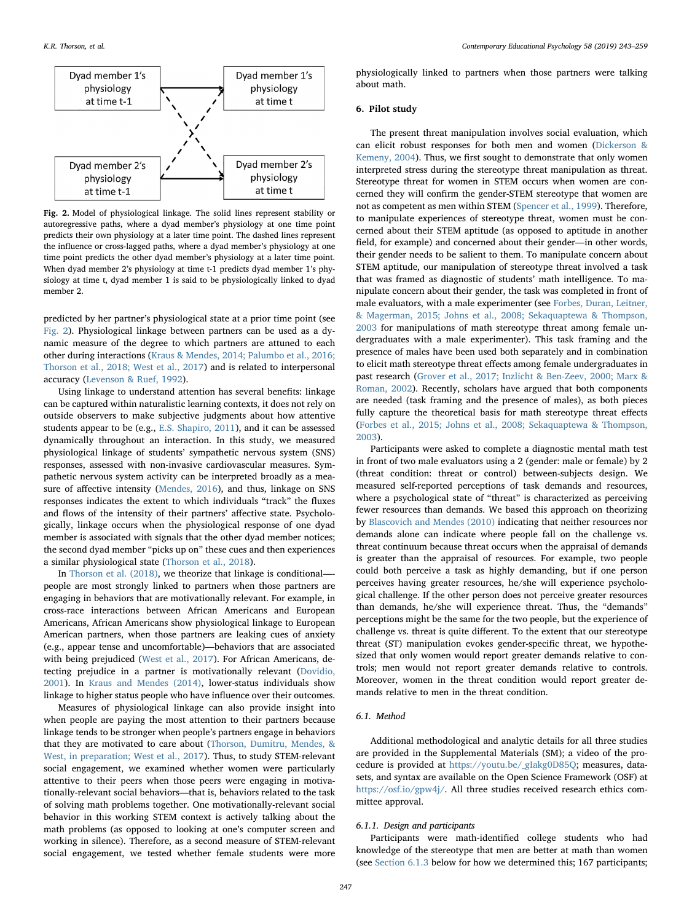Dyad member 1's physiology at time t-1

Dyad member 1's physiology at time t

Dyad member 2's physiology at time t-1

Dyad member 2's physiology at time t

**Fig. 2.** Model of physiological linkage. The solid lines represent stability or autoregressive paths, where a dyad member's physiology at one time point predicts their own physiology at a later time point. The dashed lines represent the influence or cross-lagged paths, where a dyad member's physiology at one time point predicts the other dyad member's physiology at a later time point. When dyad member 2's physiology at time t-1 predicts dyad member 1's physiology at time t, dyad member 1 is said to be physiologically linked to dyad member 2.

predicted by her partner's physiological state at a prior time point (see Fig. 2). Physiological linkage between partners can be used as a dynamic measure of the degree to which partners are attuned to each other during interactions (Kraus & Mendes, 2014; Palumbo et al., 2016; Thorson et al., 2018; West et al., 2017) and is related to interpersonal accuracy (Levenson & Ruef, 1992).

Using linkage to understand attention has several benefits: linkage can be captured within naturalistic learning contexts, it does not rely on outside observers to make subjective judgments about how attentive students appear to be (e.g., E.S. Shapiro, 2011), and it can be assessed dynamically throughout an interaction. In this study, we measured physiological linkage of students' sympathetic nervous system (SNS) responses, assessed with non-invasive cardiovascular measures. Sympathetic nervous system activity can be interpreted broadly as a measure of affective intensity (Mendes, 2016), and thus, linkage on SNS responses indicates the extent to which individuals "track" the fluxes and flows of the intensity of their partners' affective state. Psychologically, linkage occurs when the physiological response of one dyad member is associated with signals that the other dyad member notices; the second dyad member "picks up on" these cues and then experiences a similar physiological state (Thorson et al., 2018).

In Thorson et al. (2018), we theorize that linkage is conditional—people are most strongly linked to partners when those partners are engaging in behaviors that are motivationally relevant. For example, in cross-race interactions between African Americans and European Americans, African Americans show physiological linkage to European American partners, when those partners are leaking cues of anxiety (e.g., appear tense and uncomfortable)—behaviors that are associated with being prejudiced (West et al., 2017). For African Americans, detecting prejudice in a partner is motivationally relevant (Dovidio, 2001). In Kraus and Mendes (2014), lower-status individuals show linkage to higher status people who have influence over their outcomes.

Measures of physiological linkage can also provide insight into when people are paying the most attention to their partners because linkage tends to be stronger when people's partners engage in behaviors that they are motivated to care about (Thorson, Dumitru, Mendes, & West, in preparation; West et al., 2017). Thus, to study STEM-relevant social engagement, we examined whether women were particularly attentive to their peers when those peers were engaging in motivationally-relevant social behaviors—that is, behaviors related to the task of solving math problems together. One motivationally-relevant social behavior in this working STEM context is actively talking about the math problems (as opposed to looking at one's computer screen and working in silence). Therefore, as a second measure of STEM-relevant social engagement, we tested whether female students were more physiologically linked to partners when those partners were talking about math.

## 6. Pilot study

The present threat manipulation involves social evaluation, which can elicit robust responses for both men and women (Dickerson & Kemeny, 2004). Thus, we first sought to demonstrate that only women interpreted stress during the stereotype threat manipulation as threat. Stereotype threat for women in STEM occurs when women are concerned they will confirm the gender-STEM stereotype that women are not as competent as men within STEM (Spencer et al., 1999). Therefore, to manipulate experiences of stereotype threat, women must be concerned about their STEM aptitude (as opposed to aptitude in another field, for example) and concerned about their gender—in other words, their gender needs to be salient to them. To manipulate concern about STEM aptitude, our manipulation of stereotype threat involved a task that was framed as diagnostic of students' math intelligence. To manipulate concern about their gender, the task was completed in front of male evaluators, with a male experimenter (see Forbes, Duran, Leitner, & Magerman, 2015; Johns et al., 2008; Sekaquaptewa & Thompson, 2003 for manipulations of math stereotype threat among female undergraduates with a male experimenter). This task framing and the presence of males have been used both separately and in combination to elicit math stereotype threat effects among female undergraduates in past research (Grover et al., 2017; Inzlicht & Ben-Zeev, 2000; Marx & Roman, 2002). Recently, scholars have argued that both components are needed (task framing and the presence of males), as both pieces fully capture the theoretical basis for math stereotype threat effects (Forbes et al., 2015; Johns et al., 2008; Sekaquaptewa & Thompson, 2003).

Participants were asked to complete a diagnostic mental math test in front of two male evaluators using a 2 (gender: male or female) by 2 (threat condition: threat or control) between-subjects design. We measured self-reported perceptions of task demands and resources, where a psychological state of "threat" is characterized as perceiving fewer resources than demands. We based this approach on theorizing by Blascovich and Mendes (2010) indicating that neither resources nor demands alone can indicate where people fall on the challenge vs. threat continuum because threat occurs when the appraisal of demands is greater than the appraisal of resources. For example, two people could both perceive a task as highly demanding, but if one person perceives having greater resources, he/she will experience psychological challenge. If the other person does not perceive greater resources than demands, he/she will experience threat. Thus, the "demands" perceptions might be the same for the two people, but the experience of challenge vs. threat is quite different. To the extent that our stereotype threat (ST) manipulation evokes gender-specific threat, we hypothesized that only women would report greater demands relative to controls; men would not report greater demands relative to controls. Moreover, women in the threat condition would report greater demands relative to men in the threat condition.

### 6.1. Method

Additional methodological and analytic details for all three studies are provided in the Supplemental Materials (SM); a video of the procedure is provided at https://youtu.be/_gIakg0D85Q; measures, datasets, and syntax are available on the Open Science Framework (OSF) at https://osf.io/gpw4j/. All three studies received research ethics committee approval.

#### 6.1.1. Design and participants

Participants were math-identified college students who had knowledge of the stereotype that men are better at math than women (see Section 6.1.3 below for how we determined this; 167 participants;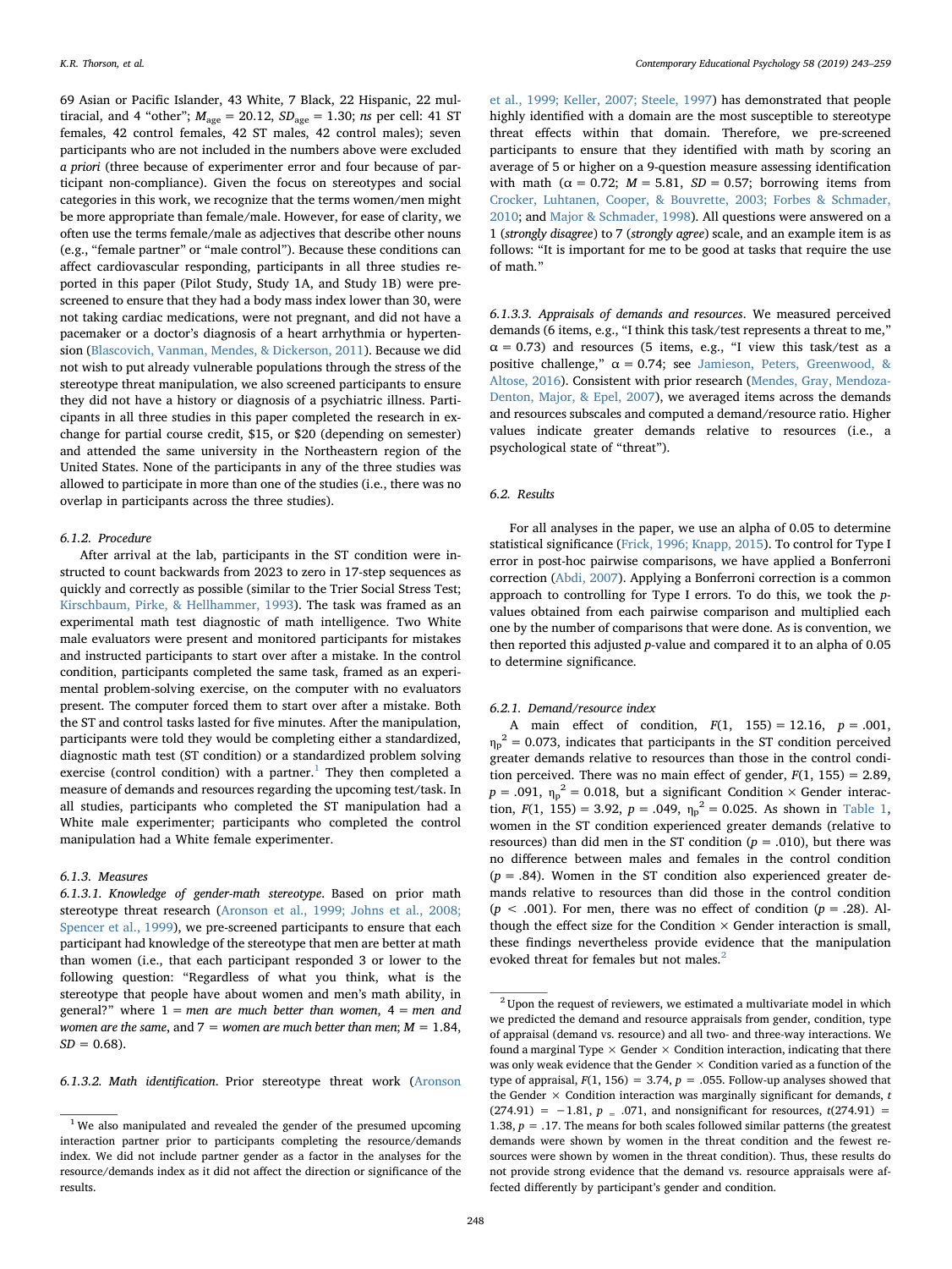69 Asian or Pacific Islander, 43 White, 7 Black, 22 Hispanic, 22 multiracial, and 4 "other"; $M_{age} = 20.12$, $SD_{age} = 1.30$; *ns* per cell: 41 ST females, 42 control females, 42 ST males, 42 control males); seven participants who are not included in the numbers above were excluded *a priori* (three because of experimenter error and four because of participant non-compliance). Given the focus on stereotypes and social categories in this work, we recognize that the terms women/men might be more appropriate than female/male. However, for ease of clarity, we often use the terms female/male as adjectives that describe other nouns (e.g., "female partner" or "male control"). Because these conditions can affect cardiovascular responding, participants in all three studies reported in this paper (Pilot Study, Study 1A, and Study 1B) were prescreened to ensure that they had a body mass index lower than 30, were not taking cardiac medications, were not pregnant, and did not have a pacemaker or a doctor's diagnosis of a heart arrhythmia or hypertension (Blascovich, Vanman, Mendes, & Dickerson, 2011). Because we did not wish to put already vulnerable populations through the stress of the stereotype threat manipulation, we also screened participants to ensure they did not have a history or diagnosis of a psychiatric illness. Participants in all three studies in this paper completed the research in exchange for partial course credit, \$15, or \$20 (depending on semester) and attended the same university in the Northeastern region of the United States. None of the participants in any of the three studies was allowed to participate in more than one of the studies (i.e., there was no overlap in participants across the three studies).

#### 6.1.2. Procedure

After arrival at the lab, participants in the ST condition were instructed to count backwards from 2023 to zero in 17-step sequences as quickly and correctly as possible (similar to the Trier Social Stress Test; Kirschbaum, Pirke, & Hellhammer, 1993). The task was framed as an experimental math test diagnostic of math intelligence. Two White male evaluators were present and monitored participants for mistakes and instructed participants to start over after a mistake. In the control condition, participants completed the same task, framed as an experimental problem-solving exercise, on the computer with no evaluators present. The computer forced them to start over after a mistake. Both the ST and control tasks lasted for five minutes. After the manipulation, participants were told they would be completing either a standardized, diagnostic math test (ST condition) or a standardized problem solving exercise (control condition) with a partner.[1] They then completed a measure of demands and resources regarding the upcoming test/task. In all studies, participants who completed the ST manipulation had a White male experimenter; participants who completed the control manipulation had a White female experimenter.

#### 6.1.3. Measures

##### 6.1.3.1. Knowledge of gender-math stereotype.

Based on prior math stereotype threat research (Aronson et al., 1999; Johns et al., 2008; Spencer et al., 1999), we pre-screened participants to ensure that each participant had knowledge of the stereotype that men are better at math than women (i.e., that each participant responded 3 or lower to the following question: "Regardless of what you think, what is the stereotype that people have about women and men's math ability, in general?" where 1 = *men are much better than women*, 4 = *men and women are the same*, and 7 = *women are much better than men*; $M = 1.84$, $SD = 0.68$).

##### 6.1.3.2. Math identification.

Prior stereotype threat work (Aronson et al., 1999; Keller, 2007; Steele, 1997) has demonstrated that people highly identified with a domain are the most susceptible to stereotype threat effects within that domain. Therefore, we pre-screened participants to ensure that they identified with math by scoring an average of 5 or higher on a 9-question measure assessing identification with math ($\alpha = 0.72$; $M = 5.81$, $SD = 0.57$; borrowing items from Crocker, Luhtanen, Cooper, & Bouvrette, 2003; Forbes & Schmader, 2010; and Major & Schmader, 1998). All questions were answered on a 1 (*strongly disagree*) to 7 (*strongly agree*) scale, and an example item is as follows: "It is important for me to be good at tasks that require the use of math."

##### 6.1.3.3. Appraisals of demands and resources.

We measured perceived demands (6 items, e.g., "I think this task/test represents a threat to me," $\alpha = 0.73$) and resources (5 items, e.g., "I view this task/test as a positive challenge," $\alpha = 0.74$; see Jamieson, Peters, Greenwood, & Altose, 2016). Consistent with prior research (Mendes, Gray, Mendoza-Denton, Major, & Epel, 2007), we averaged items across the demands and resources subscales and computed a demand/resource ratio. Higher values indicate greater demands relative to resources (i.e., a psychological state of "threat").

### 6.2. Results

For all analyses in the paper, we use an alpha of 0.05 to determine statistical significance (Frick, 1996; Knapp, 2015). To control for Type I error in post-hoc pairwise comparisons, we have applied a Bonferroni correction (Abdi, 2007). Applying a Bonferroni correction is a common approach to controlling for Type I errors. To do this, we took the *p*-values obtained from each pairwise comparison and multiplied each one by the number of comparisons that were done. As is convention, we then reported this adjusted *p*-value and compared it to an alpha of 0.05 to determine significance.

#### 6.2.1. Demand/resource index

A main effect of condition, $F(1, 155) = 12.16$, $p = .001$, $\eta_p^2 = 0.073$, indicates that participants in the ST condition perceived greater demands relative to resources than those in the control condition perceived. There was no main effect of gender, $F(1, 155) = 2.89$, $p = .091$, $\eta_p^2 = 0.018$, but a significant Condition × Gender interaction, $F(1, 155) = 3.92$, $p = .049$, $\eta_p^2 = 0.025$. As shown in Table 1, women in the ST condition experienced greater demands (relative to resources) than did men in the ST condition ($p = .010$), but there was no difference between males and females in the control condition ($p = .84$). Women in the ST condition also experienced greater demands relative to resources than did those in the control condition ($p < .001$). For men, there was no effect of condition ($p = .28$). Although the effect size for the Condition × Gender interaction is small, these findings nevertheless provide evidence that the manipulation evoked threat for females but not males.[2]

---

[1] We also manipulated and revealed the gender of the presumed upcoming interaction partner prior to participants completing the resource/demands index. We did not include partner gender as a factor in the analyses for the resource/demands index as it did not affect the direction or significance of the results.

[2] Upon the request of reviewers, we estimated a multivariate model in which we predicted the demand and resource appraisals from gender, condition, type of appraisal (demand vs. resource) and all two- and three-way interactions. We found a marginal Type × Gender × Condition interaction, indicating that there was only weak evidence that the Gender × Condition varied as a function of the type of appraisal, $F(1, 156) = 3.74$, $p = .055$. Follow-up analyses showed that the Gender × Condition interaction was marginally significant for demands, $t(274.91) = -1.81$, $p = .071$, and nonsignificant for resources, $t(274.91) = 1.38$, $p = .17$. The means for both scales followed similar patterns (the greatest demands were shown by women in the threat condition and the fewest resources were shown by women in the threat condition). Thus, these results do not provide strong evidence that the demand vs. resource appraisals were affected differently by participant's gender and condition.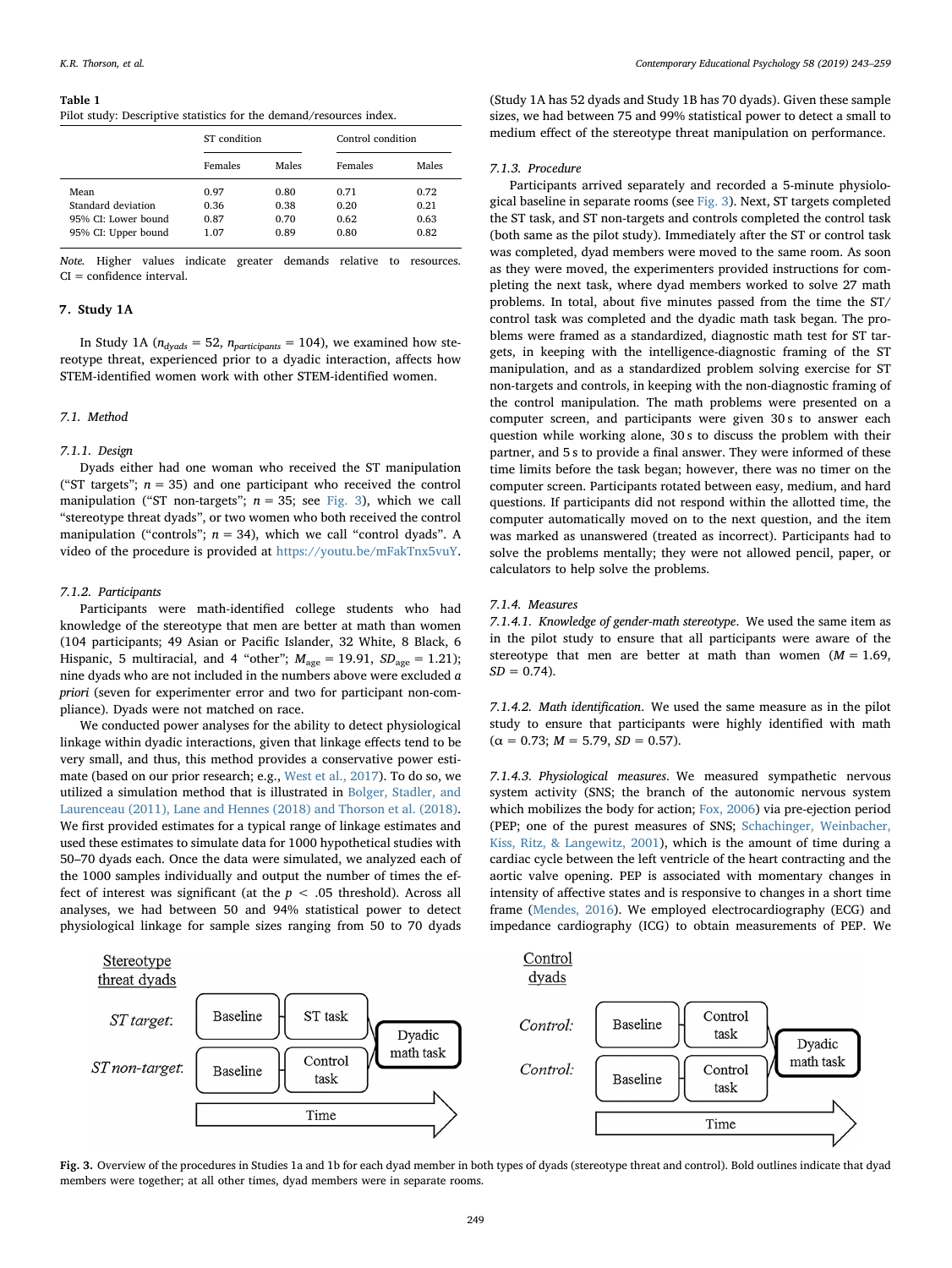Table 1
Pilot study: Descriptive statistics for the demand/resources index.

| | ST condition | | Control condition | |
|---|---|---|---|---|
| | Females | Males | Females | Males |
| Mean | 0.97 | 0.80 | 0.71 | 0.72 |
| Standard deviation | 0.36 | 0.38 | 0.20 | 0.21 |
| 95% CI: Lower bound | 0.87 | 0.70 | 0.62 | 0.63 |
| 95% CI: Upper bound | 1.07 | 0.89 | 0.80 | 0.82 |

*Note.* Higher values indicate greater demands relative to resources. CI = confidence interval.

## 7. Study 1A

In Study 1A ($n_{dyads} = 52$, $n_{participants} = 104$), we examined how stereotype threat, experienced prior to a dyadic interaction, affects how STEM-identified women work with other STEM-identified women.

### 7.1. Method

#### 7.1.1. Design

Dyads either had one woman who received the ST manipulation ("ST targets"; $n = 35$) and one participant who received the control manipulation ("ST non-targets"; $n = 35$; see Fig. 3), which we call "stereotype threat dyads", or two women who both received the control manipulation ("controls"; $n = 34$), which we call "control dyads". A video of the procedure is provided at https://youtu.be/mFakTnx5vuY.

#### 7.1.2. Participants

Participants were math-identified college students who had knowledge of the stereotype that men are better at math than women (104 participants; 49 Asian or Pacific Islander, 32 White, 8 Black, 6 Hispanic, 5 multiracial, and 4 "other"; $M_{age} = 19.91$, $SD_{age} = 1.21$); nine dyads who are not included in the numbers above were excluded *a priori* (seven for experimenter error and two for participant non-compliance). Dyads were not matched on race.

We conducted power analyses for the ability to detect physiological linkage within dyadic interactions, given that linkage effects tend to be very small, and thus, this method provides a conservative power estimate (based on our prior research; e.g., West et al., 2017). To do so, we utilized a simulation method that is illustrated in Bolger, Stadler, and Laurenceau (2011), Lane and Hennes (2018) and Thorson et al. (2018). We first provided estimates for a typical range of linkage estimates and used these estimates to simulate data for 1000 hypothetical studies with 50–70 dyads each. Once the data were simulated, we analyzed each of the 1000 samples individually and output the number of times the effect of interest was significant (at the $p < .05$ threshold). Across all analyses, we had between 50 and 94% statistical power to detect physiological linkage for sample sizes ranging from 50 to 70 dyads (Study 1A has 52 dyads and Study 1B has 70 dyads). Given these sample sizes, we had between 75 and 99% statistical power to detect a small to medium effect of the stereotype threat manipulation on performance.

#### 7.1.3. Procedure

Participants arrived separately and recorded a 5-minute physiological baseline in separate rooms (see Fig. 3). Next, ST targets completed the ST task, and ST non-targets and controls completed the control task (both same as the pilot study). Immediately after the ST or control task was completed, dyad members were moved to the same room. As soon as they were moved, the experimenters provided instructions for completing the next task, where dyad members worked to solve 27 math problems. In total, about five minutes passed from the time the ST/control task was completed and the dyadic math task began. The problems were framed as a standardized, diagnostic math test for ST targets, in keeping with the intelligence-diagnostic framing of the ST manipulation, and as a standardized problem solving exercise for ST non-targets and controls, in keeping with the non-diagnostic framing of the control manipulation. The math problems were presented on a computer screen, and participants were given 30 s to answer each question while working alone, 30 s to discuss the problem with their partner, and 5 s to provide a final answer. They were informed of these time limits before the task began; however, there was no timer on the computer screen. Participants rotated between easy, medium, and hard questions. If participants did not respond within the allotted time, the computer automatically moved on to the next question, and the item was marked as unanswered (treated as incorrect). Participants had to solve the problems mentally; they were not allowed pencil, paper, or calculators to help solve the problems.

#### 7.1.4. Measures

7.1.4.1. *Knowledge of gender-math stereotype*. We used the same item as in the pilot study to ensure that all participants were aware of the stereotype that men are better at math than women ($M = 1.69$, $SD = 0.74$).

7.1.4.2. *Math identification*. We used the same measure as in the pilot study to ensure that participants were highly identified with math ($\alpha = 0.73$; $M = 5.79$, $SD = 0.57$).

7.1.4.3. *Physiological measures*. We measured sympathetic nervous system activity (SNS; the branch of the autonomic nervous system which mobilizes the body for action; Fox, 2006) via pre-ejection period (PEP; one of the purest measures of SNS; Schachinger, Weinbacher, Kiss, Ritz, & Langewitz, 2001), which is the amount of time during a cardiac cycle between the left ventricle of the heart contracting and the aortic valve opening. PEP is associated with momentary changes in intensity of affective states and is responsive to changes in a short time frame (Mendes, 2016). We employed electrocardiography (ECG) and impedance cardiography (ICG) to obtain measurements of PEP. We

Fig. 3. Overview of the procedures in Studies 1a and 1b for each dyad member in both types of dyads (stereotype threat and control). Bold outlines indicate that dyad members were together; at all other times, dyad members were in separate rooms.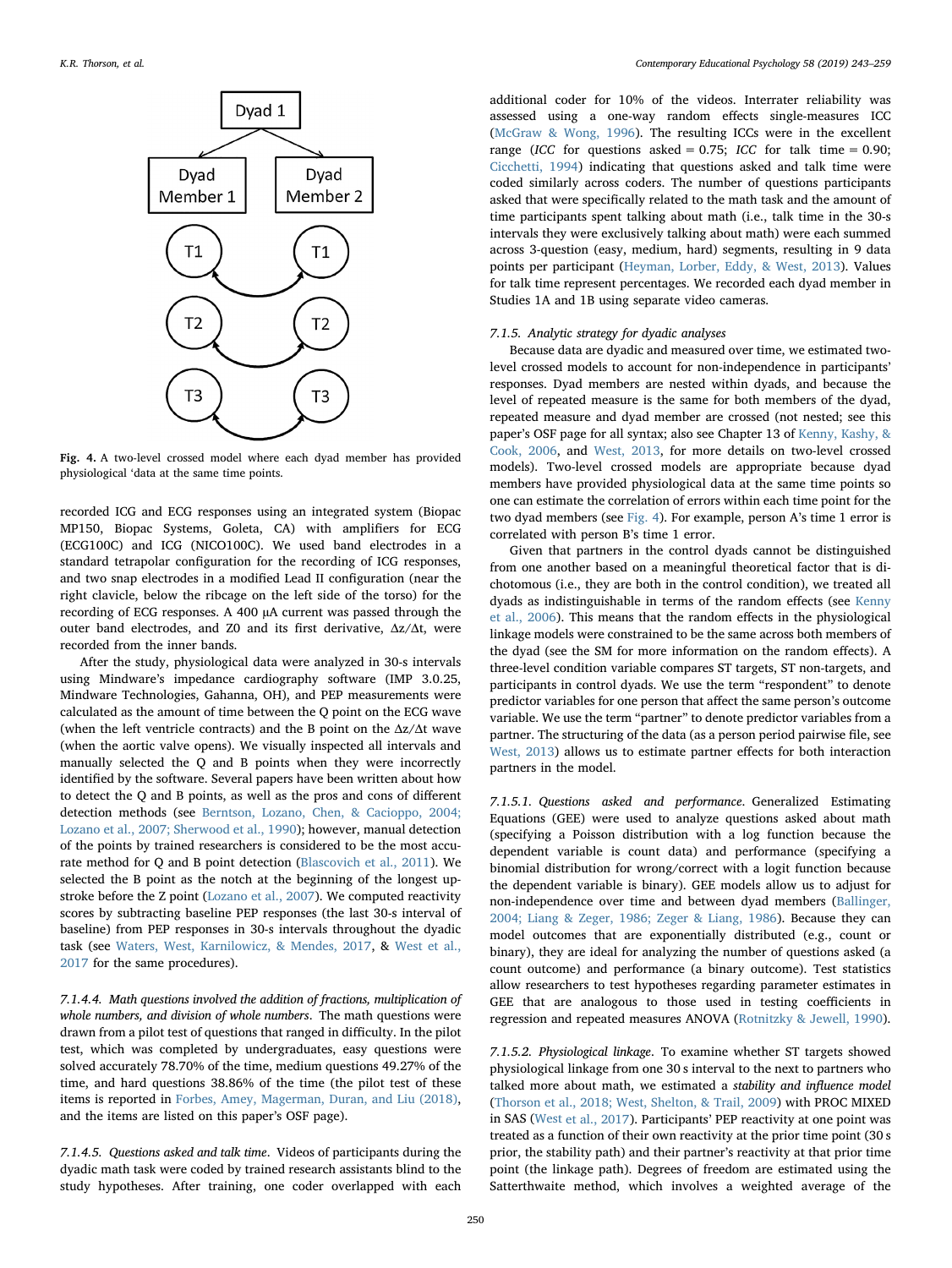Fig. 4. A two-level crossed model where each dyad member has provided physiological 'data at the same time points.

recorded ICG and ECG responses using an integrated system (Biopac MP150, Biopac Systems, Goleta, CA) with amplifiers for ECG (ECG100C) and ICG (NICO100C). We used band electrodes in a standard tetrapolar configuration for the recording of ICG responses, and two snap electrodes in a modified Lead II configuration (near the right clavicle, below the ribcage on the left side of the torso) for the recording of ECG responses. A 400 μA current was passed through the outer band electrodes, and Z0 and its first derivative, Δz/Δt, were recorded from the inner bands.

After the study, physiological data were analyzed in 30-s intervals using Mindware's impedance cardiography software (IMP 3.0.25, Mindware Technologies, Gahanna, OH), and PEP measurements were calculated as the amount of time between the Q point on the ECG wave (when the left ventricle contracts) and the B point on the Δz/Δt wave (when the aortic valve opens). We visually inspected all intervals and manually selected the Q and B points when they were incorrectly identified by the software. Several papers have been written about how to detect the Q and B points, as well as the pros and cons of different detection methods (see Berntson, Lozano, Chen, & Cacioppo, 2004; Lozano et al., 2007; Sherwood et al., 1990); however, manual detection of the points by trained researchers is considered to be the most accurate method for Q and B point detection (Blascovich et al., 2011). We selected the B point as the notch at the beginning of the longest upstroke before the Z point (Lozano et al., 2007). We computed reactivity scores by subtracting baseline PEP responses (the last 30-s interval of baseline) from PEP responses in 30-s intervals throughout the dyadic task (see Waters, West, Karnilowicz, & Mendes, 2017, & West et al., 2017 for the same procedures).

*7.1.4.4. Math questions involved the addition of fractions, multiplication of whole numbers, and division of whole numbers*. The math questions were drawn from a pilot test of questions that ranged in difficulty. In the pilot test, which was completed by undergraduates, easy questions were solved accurately 78.70% of the time, medium questions 49.27% of the time, and hard questions 38.86% of the time (the pilot test of these items is reported in Forbes, Amey, Magerman, Duran, and Liu (2018), and the items are listed on this paper's OSF page).

*7.1.4.5. Questions asked and talk time*. Videos of participants during the dyadic math task were coded by trained research assistants blind to the study hypotheses. After training, one coder overlapped with each additional coder for 10% of the videos. Interrater reliability was assessed using a one-way random effects single-measures ICC (McGraw & Wong, 1996). The resulting ICCs were in the excellent range (*ICC* for questions asked = 0.75; *ICC* for talk time = 0.90; Cicchetti, 1994) indicating that questions asked and talk time were coded similarly across coders. The number of questions participants asked that were specifically related to the math task and the amount of time participants spent talking about math (i.e., talk time in the 30-s intervals they were exclusively talking about math) were each summed across 3-question (easy, medium, hard) segments, resulting in 9 data points per participant (Heyman, Lorber, Eddy, & West, 2013). Values for talk time represent percentages. We recorded each dyad member in Studies 1A and 1B using separate video cameras.

### 7.1.5. Analytic strategy for dyadic analyses

Because data are dyadic and measured over time, we estimated two-level crossed models to account for non-independence in participants' responses. Dyad members are nested within dyads, and because the level of repeated measure is the same for both members of the dyad, repeated measure and dyad member are crossed (not nested; see this paper's OSF page for all syntax; also see Chapter 13 of Kenny, Kashy, & Cook, 2006, and West, 2013, for more details on two-level crossed models). Two-level crossed models are appropriate because dyad members have provided physiological data at the same time points so one can estimate the correlation of errors within each time point for the two dyad members (see Fig. 4). For example, person A's time 1 error is correlated with person B's time 1 error.

Given that partners in the control dyads cannot be distinguished from one another based on a meaningful theoretical factor that is dichotomous (i.e., they are both in the control condition), we treated all dyads as indistinguishable in terms of the random effects (see Kenny et al., 2006). This means that the random effects in the physiological linkage models were constrained to be the same across both members of the dyad (see the SM for more information on the random effects). A three-level condition variable compares ST targets, ST non-targets, and participants in control dyads. We use the term "respondent" to denote predictor variables for one person that affect the same person's outcome variable. We use the term "partner" to denote predictor variables from a partner. The structuring of the data (as a person period pairwise file, see West, 2013) allows us to estimate partner effects for both interaction partners in the model.

*7.1.5.1. Questions asked and performance*. Generalized Estimating Equations (GEE) were used to analyze questions asked about math (specifying a Poisson distribution with a log function because the dependent variable is count data) and performance (specifying a binomial distribution for wrong/correct with a logit function because the dependent variable is binary). GEE models allow us to adjust for non-independence over time and between dyad members (Ballinger, 2004; Liang & Zeger, 1986; Zeger & Liang, 1986). Because they can model outcomes that are exponentially distributed (e.g., count or binary), they are ideal for analyzing the number of questions asked (a count outcome) and performance (a binary outcome). Test statistics allow researchers to test hypotheses regarding parameter estimates in GEE that are analogous to those used in testing coefficients in regression and repeated measures ANOVA (Rotnitzky & Jewell, 1990).

*7.1.5.2. Physiological linkage*. To examine whether ST targets showed physiological linkage from one 30 s interval to the next to partners who talked more about math, we estimated a *stability and influence model* (Thorson et al., 2018; West, Shelton, & Trail, 2009) with PROC MIXED in SAS (West et al., 2017). Participants' PEP reactivity at one point was treated as a function of their own reactivity at the prior time point (30 s prior, the stability path) and their partner's reactivity at that prior time point (the linkage path). Degrees of freedom are estimated using the Satterthwaite method, which involves a weighted average of the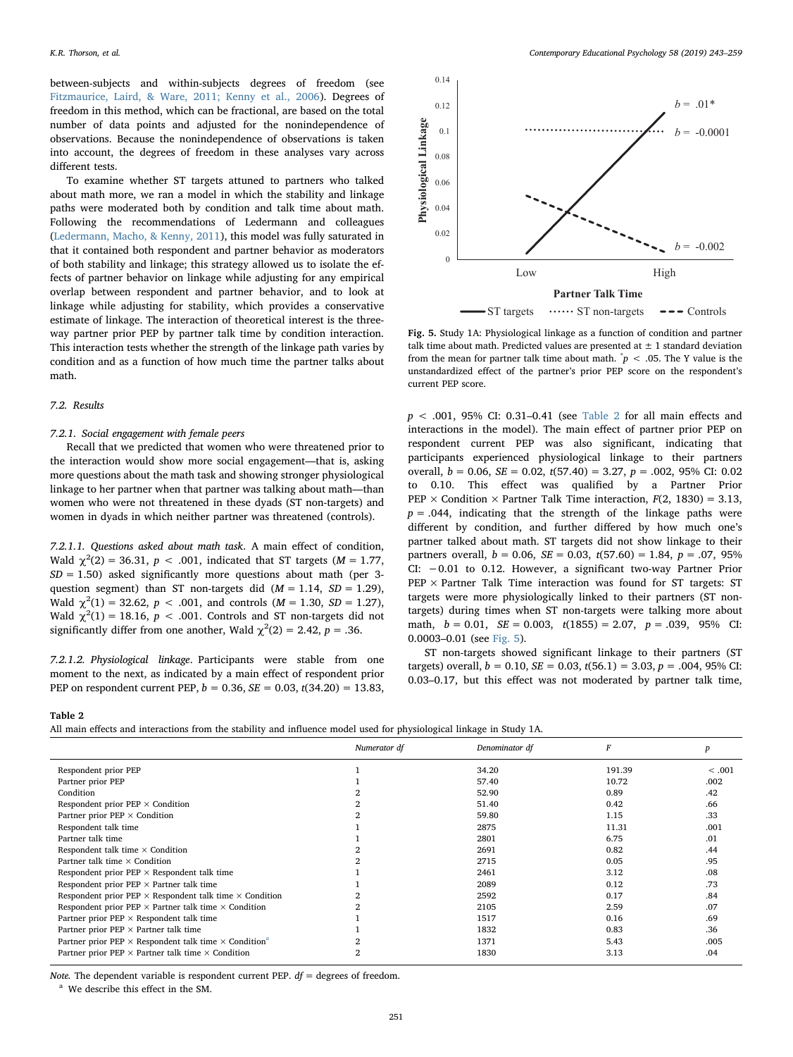between-subjects and within-subjects degrees of freedom (see Fitzmaurice, Laird, & Ware, 2011; Kenny et al., 2006). Degrees of freedom in this method, which can be fractional, are based on the total number of data points and adjusted for the nonindependence of observations. Because the nonindependence of observations is taken into account, the degrees of freedom in these analyses vary across different tests.

To examine whether ST targets attuned to partners who talked about math more, we ran a model in which the stability and linkage paths were moderated both by condition and talk time about math. Following the recommendations of Ledermann and colleagues (Ledermann, Macho, & Kenny, 2011), this model was fully saturated in that it contained both respondent and partner behavior as moderators of both stability and linkage; this strategy allowed us to isolate the effects of partner behavior on linkage while adjusting for any empirical overlap between respondent and partner behavior, and to look at linkage while adjusting for stability, which provides a conservative estimate of linkage. The interaction of theoretical interest is the three-way partner prior PEP by partner talk time by condition interaction. This interaction tests whether the strength of the linkage path varies by condition and as a function of how much time the partner talks about math.

## 7.2. Results

### 7.2.1. Social engagement with female peers

Recall that we predicted that women who were threatened prior to the interaction would show more social engagement—that is, asking more questions about the math task and showing stronger physiological linkage to her partner when that partner was talking about math—than women who were not threatened in these dyads (ST non-targets) and women in dyads in which neither partner was threatened (controls).

*7.2.1.1. Questions asked about math task.* A main effect of condition, Wald $\chi^2(2) = 36.31$, $p < .001$, indicated that ST targets ($M = 1.77$, $SD = 1.50$) asked significantly more questions about math (per 3-question segment) than ST non-targets did ($M = 1.14$, $SD = 1.29$), Wald $\chi^2(1) = 32.62$, $p < .001$, and controls ($M = 1.30$, $SD = 1.27$), Wald $\chi^2(1) = 18.16$, $p < .001$. Controls and ST non-targets did not significantly differ from one another, Wald $\chi^2(2) = 2.42$, $p = .36$.

*7.2.1.2. Physiological linkage.* Participants were stable from one moment to the next, as indicated by a main effect of respondent prior PEP on respondent current PEP, $b = 0.36$, $SE = 0.03$, $t(34.20) = 13.83$, $p < .001$, 95% CI: 0.31–0.41 (see Table 2 for all main effects and interactions in the model). The main effect of partner prior PEP on respondent current PEP was also significant, indicating that participants experienced physiological linkage to their partners overall, $b = 0.06$, $SE = 0.02$, $t(57.40) = 3.27$, $p = .002$, 95% CI: 0.02 to 0.10. This effect was qualified by a Partner Prior PEP × Condition × Partner Talk Time interaction, $F(2, 1830) = 3.13$, $p = .044$, indicating that the strength of the linkage paths were different by condition, and further differed by how much one's partner talked about math. ST targets did not show linkage to their partners overall, $b = 0.06$, $SE = 0.03$, $t(57.60) = 1.84$, $p = .07$, 95% CI: −0.01 to 0.12. However, a significant two-way Partner Prior PEP × Partner Talk Time interaction was found for ST targets: ST targets were more physiologically linked to their partners (ST non-targets) during times when ST non-targets were talking more about math, $b = 0.01$, $SE = 0.003$, $t(1855) = 2.07$, $p = .039$, 95% CI: 0.0003–0.01 (see Fig. 5).

ST non-targets showed significant linkage to their partners (ST targets) overall, $b = 0.10$, $SE = 0.03$, $t(56.1) = 3.03$, $p = .004$, 95% CI: 0.03–0.17, but this effect was not moderated by partner talk time,

**Fig. 5.** Study 1A: Physiological linkage as a function of condition and partner talk time about math. Predicted values are presented at ± 1 standard deviation from the mean for partner talk time about math. $^*p < .05$. The Y value is the unstandardized effect of the partner's prior PEP score on the respondent's current PEP score.

**Table 2**
All main effects and interactions from the stability and influence model used for physiological linkage in Study 1A.

| | *Numerator df* | *Denominator df* | *F* | *p* |
|---|---|---|---|---|
| Respondent prior PEP | 1 | 34.20 | 191.39 | < .001 |
| Partner prior PEP | 1 | 57.40 | 10.72 | .002 |
| Condition | 2 | 52.90 | 0.89 | .42 |
| Respondent prior PEP × Condition | 2 | 51.40 | 0.42 | .66 |
| Partner prior PEP × Condition | 2 | 59.80 | 1.15 | .33 |
| Respondent talk time | 1 | 2875 | 11.31 | .001 |
| Partner talk time | 1 | 2801 | 6.75 | .01 |
| Respondent talk time × Condition | 2 | 2691 | 0.82 | .44 |
| Partner talk time × Condition | 2 | 2715 | 0.05 | .95 |
| Respondent prior PEP × Respondent talk time | 1 | 2461 | 3.12 | .08 |
| Respondent prior PEP × Partner talk time | 1 | 2089 | 0.12 | .73 |
| Respondent prior PEP × Respondent talk time × Condition | 2 | 2592 | 0.17 | .84 |
| Respondent prior PEP × Partner talk time × Condition | 2 | 2105 | 2.59 | .07 |
| Partner prior PEP × Respondent talk time | 1 | 1517 | 0.16 | .69 |
| Partner prior PEP × Partner talk time | 1 | 1832 | 0.83 | .36 |
| Partner prior PEP × Respondent talk time × Condition[a] | 2 | 1371 | 5.43 | .005 |
| Partner prior PEP × Partner talk time × Condition | 2 | 1830 | 3.13 | .04 |

*Note.* The dependent variable is respondent current PEP. *df* = degrees of freedom.

[a] We describe this effect in the SM.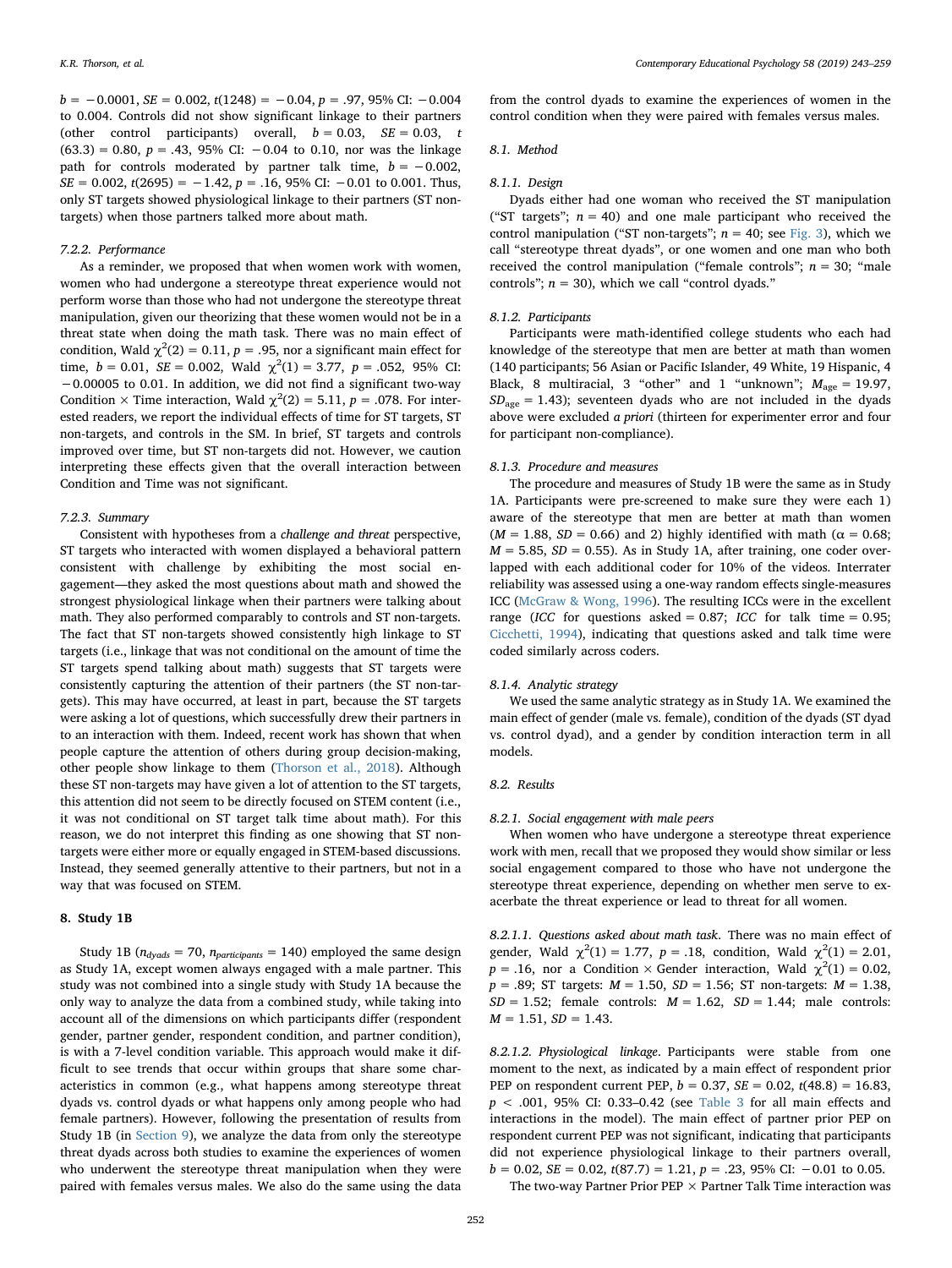$b = -0.0001$, $SE = 0.002$, $t(1248) = -0.04$, $p = .97$, 95% CI: $-0.004$ to 0.004. Controls did not show significant linkage to their partners (other control participants) overall, $b = 0.03$, $SE = 0.03$, $t(63.3) = 0.80$, $p = .43$, 95% CI: $-0.04$ to 0.10, nor was the linkage path for controls moderated by partner talk time, $b = -0.002$, $SE = 0.002$, $t(2695) = -1.42$, $p = .16$, 95% CI: $-0.01$ to 0.001. Thus, only ST targets showed physiological linkage to their partners (ST non-targets) when those partners talked more about math.

#### 7.2.2. Performance

As a reminder, we proposed that when women work with women, women who had undergone a stereotype threat experience would not perform worse than those who had not undergone the stereotype threat manipulation, given our theorizing that these women would not be in a threat state when doing the math task. There was no main effect of condition, Wald $\chi^2(2) = 0.11$, $p = .95$, nor a significant main effect for time, $b = 0.01$, $SE = 0.002$, Wald $\chi^2(1) = 3.77$, $p = .052$, 95% CI: $-0.00005$ to 0.01. In addition, we did not find a significant two-way Condition × Time interaction, Wald $\chi^2(2) = 5.11$, $p = .078$. For interested readers, we report the individual effects of time for ST targets, ST non-targets, and controls in the SM. In brief, ST targets and controls improved over time, but ST non-targets did not. However, we caution interpreting these effects given that the overall interaction between Condition and Time was not significant.

#### 7.2.3. Summary

Consistent with hypotheses from a *challenge and threat* perspective, ST targets who interacted with women displayed a behavioral pattern consistent with challenge by exhibiting the most social engagement—they asked the most questions about math and showed the strongest physiological linkage when their partners were talking about math. They also performed comparably to controls and ST non-targets. The fact that ST non-targets showed consistently high linkage to ST targets (i.e., linkage that was not conditional on the amount of time the ST targets spend talking about math) suggests that ST targets were consistently capturing the attention of their partners (the ST non-targets). This may have occurred, at least in part, because the ST targets were asking a lot of questions, which successfully drew their partners in to an interaction with them. Indeed, recent work has shown that when people capture the attention of others during group decision-making, other people show linkage to them (Thorson et al., 2018). Although these ST non-targets may have given a lot of attention to the ST targets, this attention did not seem to be directly focused on STEM content (i.e., it was not conditional on ST target talk time about math). For this reason, we do not interpret this finding as one showing that ST non-targets were either more or equally engaged in STEM-based discussions. Instead, they seemed generally attentive to their partners, but not in a way that was focused on STEM.

## 8. Study 1B

Study 1B ($n_{dyads} = 70$, $n_{participants} = 140$) employed the same design as Study 1A, except women always engaged with a male partner. This study was not combined into a single study with Study 1A because the only way to analyze the data from a combined study, while taking into account all of the dimensions on which participants differ (respondent gender, partner gender, respondent condition, and partner condition), is with a 7-level condition variable. This approach would make it difficult to see trends that occur within groups that share some characteristics in common (e.g., what happens among stereotype threat dyads vs. control dyads or what happens only among people who had female partners). However, following the presentation of results from Study 1B (in Section 9), we analyze the data from only the stereotype threat dyads across both studies to examine the experiences of women who underwent the stereotype threat manipulation when they were paired with females versus males. We also do the same using the data from the control dyads to examine the experiences of women in the control condition when they were paired with females versus males.

### 8.1. Method

#### 8.1.1. Design

Dyads either had one woman who received the ST manipulation ("ST targets"; $n = 40$) and one male participant who received the control manipulation ("ST non-targets"; $n = 40$; see Fig. 3), which we call "stereotype threat dyads", or one women and one man who both received the control manipulation ("female controls"; $n = 30$; "male controls"; $n = 30$), which we call "control dyads."

#### 8.1.2. Participants

Participants were math-identified college students who each had knowledge of the stereotype that men are better at math than women (140 participants; 56 Asian or Pacific Islander, 49 White, 19 Hispanic, 4 Black, 8 multiracial, 3 "other" and 1 "unknown"; $M_{age} = 19.97$, $SD_{age} = 1.43$); seventeen dyads who are not included in the dyads above were excluded *a priori* (thirteen for experimenter error and four for participant non-compliance).

#### 8.1.3. Procedure and measures

The procedure and measures of Study 1B were the same as in Study 1A. Participants were pre-screened to make sure they were each 1) aware of the stereotype that men are better at math than women ($M = 1.88$, $SD = 0.66$) and 2) highly identified with math ($\alpha = 0.68$; $M = 5.85$, $SD = 0.55$). As in Study 1A, after training, one coder overlapped with each additional coder for 10% of the videos. Interrater reliability was assessed using a one-way random effects single-measures ICC (McGraw & Wong, 1996). The resulting ICCs were in the excellent range (*ICC* for questions asked = 0.87; *ICC* for talk time = 0.95; Cicchetti, 1994), indicating that questions asked and talk time were coded similarly across coders.

#### 8.1.4. Analytic strategy

We used the same analytic strategy as in Study 1A. We examined the main effect of gender (male vs. female), condition of the dyads (ST dyad vs. control dyad), and a gender by condition interaction term in all models.

### 8.2. Results

#### 8.2.1. Social engagement with male peers

When women who have undergone a stereotype threat experience work with men, recall that we proposed they would show similar or less social engagement compared to those who have not undergone the stereotype threat experience, depending on whether men serve to exacerbate the threat experience or lead to threat for all women.

*8.2.1.1. Questions asked about math task*. There was no main effect of gender, Wald $\chi^2(1) = 1.77$, $p = .18$, condition, Wald $\chi^2(1) = 2.01$, $p = .16$, nor a Condition × Gender interaction, Wald $\chi^2(1) = 0.02$, $p = .89$; ST targets: $M = 1.50$, $SD = 1.56$; ST non-targets: $M = 1.38$, $SD = 1.52$; female controls: $M = 1.62$, $SD = 1.44$; male controls: $M = 1.51$, $SD = 1.43$.

*8.2.1.2. Physiological linkage*. Participants were stable from one moment to the next, as indicated by a main effect of respondent prior PEP on respondent current PEP, $b = 0.37$, $SE = 0.02$, $t(48.8) = 16.83$, $p < .001$, 95% CI: 0.33–0.42 (see Table 3 for all main effects and interactions in the model). The main effect of partner prior PEP on respondent current PEP was not significant, indicating that participants did not experience physiological linkage to their partners overall, $b = 0.02$, $SE = 0.02$, $t(87.7) = 1.21$, $p = .23$, 95% CI: $-0.01$ to 0.05.

The two-way Partner Prior PEP × Partner Talk Time interaction was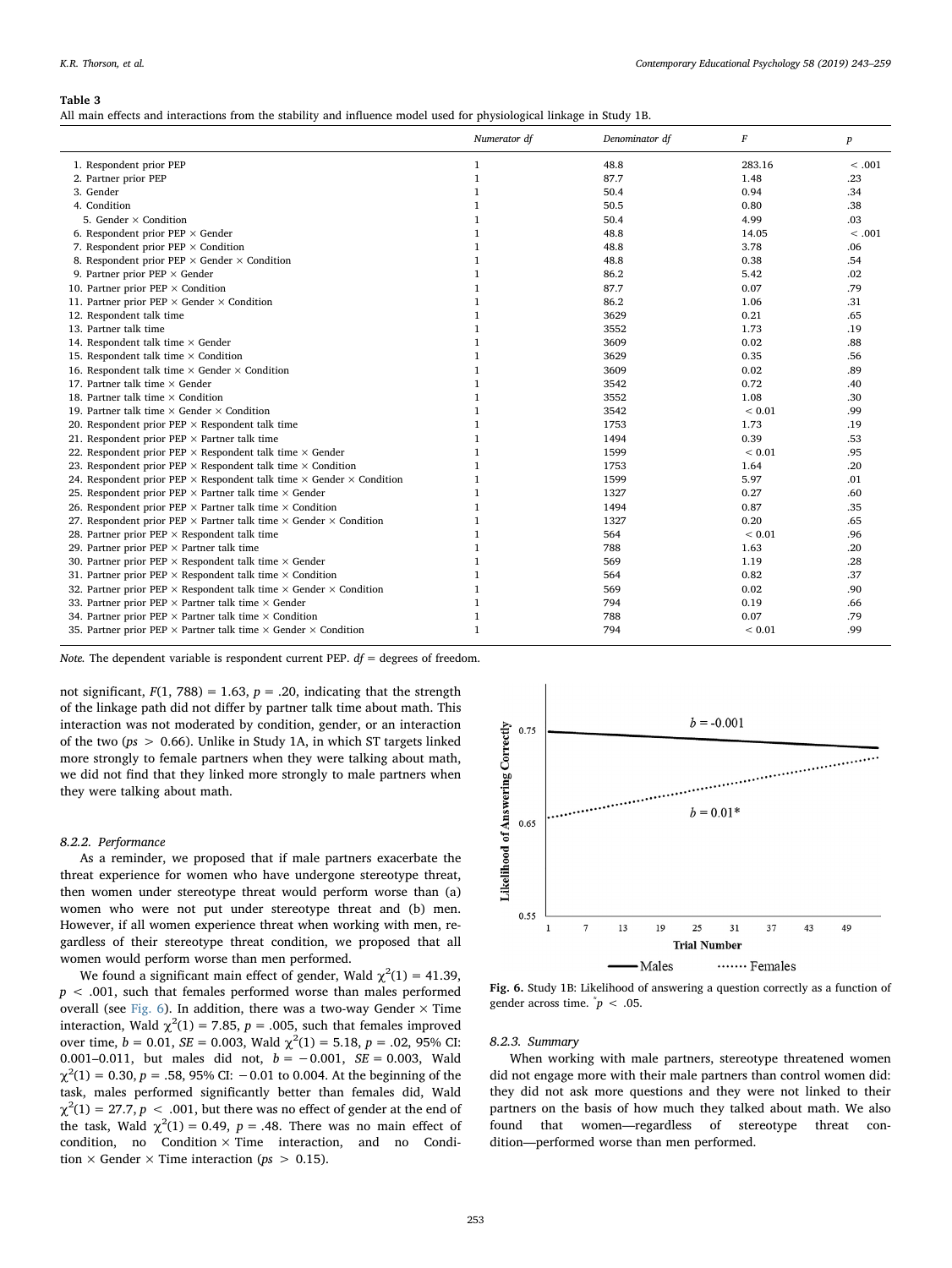**Table 3**
All main effects and interactions from the stability and influence model used for physiological linkage in Study 1B.

| | *Numerator df* | *Denominator df* | *F* | *p* |
|---|---|---|---|---|
| 1. Respondent prior PEP | 1 | 48.8 | 283.16 | < .001 |
| 2. Partner prior PEP | 1 | 87.7 | 1.48 | .23 |
| 3. Gender | 1 | 50.4 | 0.94 | .34 |
| 4. Condition | 1 | 50.5 | 0.80 | .38 |
| 5. Gender × Condition | 1 | 50.4 | 4.99 | .03 |
| 6. Respondent prior PEP × Gender | 1 | 48.8 | 14.05 | < .001 |
| 7. Respondent prior PEP × Condition | 1 | 48.8 | 3.78 | .06 |
| 8. Respondent prior PEP × Gender × Condition | 1 | 48.8 | 0.38 | .54 |
| 9. Partner prior PEP × Gender | 1 | 86.2 | 5.42 | .02 |
| 10. Partner prior PEP × Condition | 1 | 87.7 | 0.07 | .79 |
| 11. Partner prior PEP × Gender × Condition | 1 | 86.2 | 1.06 | .31 |
| 12. Respondent talk time | 1 | 3629 | 0.21 | .65 |
| 13. Partner talk time | 1 | 3552 | 1.73 | .19 |
| 14. Respondent talk time × Gender | 1 | 3609 | 0.02 | .88 |
| 15. Respondent talk time × Condition | 1 | 3629 | 0.35 | .56 |
| 16. Respondent talk time × Gender × Condition | 1 | 3609 | 0.02 | .89 |
| 17. Partner talk time × Gender | 1 | 3542 | 0.72 | .40 |
| 18. Partner talk time × Condition | 1 | 3552 | 1.08 | .30 |
| 19. Partner talk time × Gender × Condition | 1 | 3542 | < 0.01 | .99 |
| 20. Respondent prior PEP × Respondent talk time | 1 | 1753 | 1.73 | .19 |
| 21. Respondent prior PEP × Partner talk time | 1 | 1494 | 0.39 | .53 |
| 22. Respondent prior PEP × Respondent talk time × Gender | 1 | 1599 | < 0.01 | .95 |
| 23. Respondent prior PEP × Respondent talk time × Condition | 1 | 1753 | 1.64 | .20 |
| 24. Respondent prior PEP × Respondent talk time × Gender × Condition | 1 | 1599 | 5.97 | .01 |
| 25. Respondent prior PEP × Partner talk time × Gender | 1 | 1327 | 0.27 | .60 |
| 26. Respondent prior PEP × Partner talk time × Condition | 1 | 1494 | 0.87 | .35 |
| 27. Respondent prior PEP × Partner talk time × Gender × Condition | 1 | 1327 | 0.20 | .65 |
| 28. Partner prior PEP × Respondent talk time | 1 | 564 | < 0.01 | .96 |
| 29. Partner prior PEP × Partner talk time | 1 | 788 | 1.63 | .20 |
| 30. Partner prior PEP × Respondent talk time × Gender | 1 | 569 | 1.19 | .28 |
| 31. Partner prior PEP × Respondent talk time × Condition | 1 | 564 | 0.82 | .37 |
| 32. Partner prior PEP × Respondent talk time × Gender × Condition | 1 | 569 | 0.02 | .90 |
| 33. Partner prior PEP × Partner talk time × Gender | 1 | 794 | 0.19 | .66 |
| 34. Partner prior PEP × Partner talk time × Condition | 1 | 788 | 0.07 | .79 |
| 35. Partner prior PEP × Partner talk time × Gender × Condition | 1 | 794 | < 0.01 | .99 |

*Note.* The dependent variable is respondent current PEP. *df* = degrees of freedom.

not significant, $F(1, 788) = 1.63$, $p = .20$, indicating that the strength of the linkage path did not differ by partner talk time about math. This interaction was not moderated by condition, gender, or an interaction of the two ($ps > 0.66$). Unlike in Study 1A, in which ST targets linked more strongly to female partners when they were talking about math, we did not find that they linked more strongly to male partners when they were talking about math.

#### 8.2.2. Performance

As a reminder, we proposed that if male partners exacerbate the threat experience for women who have undergone stereotype threat, then women under stereotype threat would perform worse than (a) women who were not put under stereotype threat and (b) men. However, if all women experience threat when working with men, regardless of their stereotype threat condition, we proposed that all women would perform worse than men performed.

We found a significant main effect of gender, Wald $\chi^2(1) = 41.39$, $p < .001$, such that females performed worse than males performed overall (see Fig. 6). In addition, there was a two-way Gender × Time interaction, Wald $\chi^2(1) = 7.85$, $p = .005$, such that females improved over time, $b = 0.01$, $SE = 0.003$, Wald $\chi^2(1) = 5.18$, $p = .02$, 95% CI: 0.001–0.011, but males did not, $b = -0.001$, $SE = 0.003$, Wald $\chi^2(1) = 0.30$, $p = .58$, 95% CI: $-0.01$ to 0.004. At the beginning of the task, males performed significantly better than females did, Wald $\chi^2(1) = 27.7$, $p < .001$, but there was no effect of gender at the end of the task, Wald $\chi^2(1) = 0.49$, $p = .48$. There was no main effect of condition, no Condition × Time interaction, and no Condition × Gender × Time interaction ($ps > 0.15$).

**Fig. 6.** Study 1B: Likelihood of answering a question correctly as a function of gender across time. $^{*}p < .05$.

#### 8.2.3. Summary

When working with male partners, stereotype threatened women did not engage more with their male partners than control women did: they did not ask more questions and they were not linked to their partners on the basis of how much they talked about math. We also found that women—regardless of stereotype threat condition—performed worse than men performed.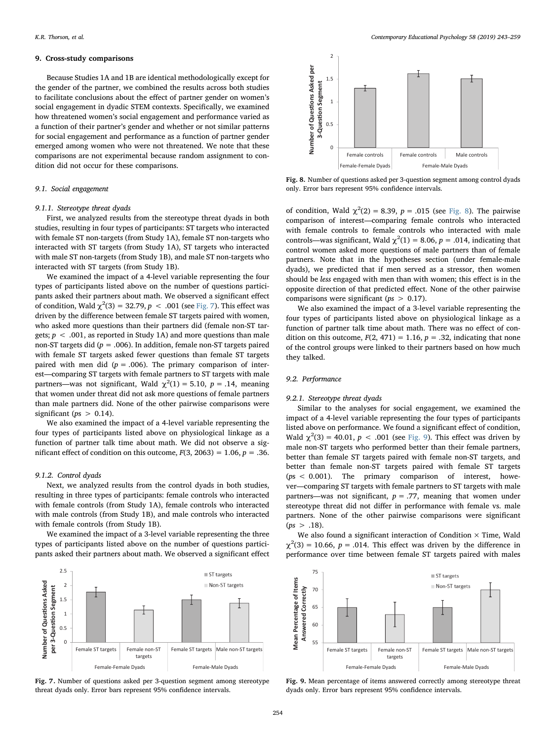## 9. Cross-study comparisons

Because Studies 1A and 1B are identical methodologically except for the gender of the partner, we combined the results across both studies to facilitate conclusions about the effect of partner gender on women's social engagement in dyadic STEM contexts. Specifically, we examined how threatened women's social engagement and performance varied as a function of their partner's gender and whether or not similar patterns for social engagement and performance as a function of partner gender emerged among women who were not threatened. We note that these comparisons are not experimental because random assignment to condition did not occur for these comparisons.

### 9.1. Social engagement

#### 9.1.1. Stereotype threat dyads

First, we analyzed results from the stereotype threat dyads in both studies, resulting in four types of participants: ST targets who interacted with female ST non-targets (from Study 1A), female ST non-targets who interacted with ST targets (from Study 1A), ST targets who interacted with male ST non-targets (from Study 1B), and male ST non-targets who interacted with ST targets (from Study 1B).

We examined the impact of a 4-level variable representing the four types of participants listed above on the number of questions participants asked their partners about math. We observed a significant effect of condition, Wald $\chi^2(3) = 32.79$, $p < .001$ (see Fig. 7). This effect was driven by the difference between female ST targets paired with women, who asked more questions than their partners did (female non-ST targets; $p < .001$, as reported in Study 1A) and more questions than male non-ST targets did ($p = .006$). In addition, female non-ST targets paired with female ST targets asked fewer questions than female ST targets paired with men did ($p = .006$). The primary comparison of interest—comparing ST targets with female partners to ST targets with male partners—was not significant, Wald $\chi^2(1) = 5.10$, $p = .14$, meaning that women under threat did not ask more questions of female partners than male partners did. None of the other pairwise comparisons were significant ($ps > 0.14$).

We also examined the impact of a 4-level variable representing the four types of participants listed above on physiological linkage as a function of partner talk time about math. We did not observe a significant effect of condition on this outcome, $F(3, 2063) = 1.06$, $p = .36$.

#### 9.1.2. Control dyads

Next, we analyzed results from the control dyads in both studies, resulting in three types of participants: female controls who interacted with female controls (from Study 1A), female controls who interacted with male controls (from Study 1B), and male controls who interacted with female controls (from Study 1B).

We examined the impact of a 3-level variable representing the three types of participants listed above on the number of questions participants asked their partners about math. We observed a significant effect of condition, Wald $\chi^2(2) = 8.39$, $p = .015$ (see Fig. 8). The pairwise comparison of interest—comparing female controls who interacted with female controls to female controls who interacted with male controls—was significant, Wald $\chi^2(1) = 8.06$, $p = .014$, indicating that control women asked more questions of male partners than of female partners. Note that in the hypotheses section (under female-male dyads), we predicted that if men served as a stressor, then women should be *less* engaged with men than with women; this effect is in the opposite direction of that predicted effect. None of the other pairwise comparisons were significant ($ps > 0.17$).

We also examined the impact of a 3-level variable representing the four types of participants listed above on physiological linkage as a function of partner talk time about math. There was no effect of condition on this outcome, $F(2, 471) = 1.16$, $p = .32$, indicating that none of the control groups were linked to their partners based on how much they talked.

Fig. 7. Number of questions asked per 3-question segment among stereotype threat dyads only. Error bars represent 95% confidence intervals.

Fig. 8. Number of questions asked per 3-question segment among control dyads only. Error bars represent 95% confidence intervals.

### 9.2. Performance

#### 9.2.1. Stereotype threat dyads

Similar to the analyses for social engagement, we examined the impact of a 4-level variable representing the four types of participants listed above on performance. We found a significant effect of condition, Wald $\chi^2(3) = 40.01$, $p < .001$ (see Fig. 9). This effect was driven by male non-ST targets who performed better than their female partners, better than female ST targets paired with female non-ST targets, and better than female non-ST targets paired with female ST targets ($ps < 0.001$). The primary comparison of interest, however—comparing ST targets with female partners to ST targets with male partners—was not significant, $p = .77$, meaning that women under stereotype threat did not differ in performance with female vs. male partners. None of the other pairwise comparisons were significant ($ps > .18$).

We also found a significant interaction of Condition × Time, Wald $\chi^2(3) = 10.66$, $p = .014$. This effect was driven by the difference in performance over time between female ST targets paired with males

Fig. 9. Mean percentage of items answered correctly among stereotype threat dyads only. Error bars represent 95% confidence intervals.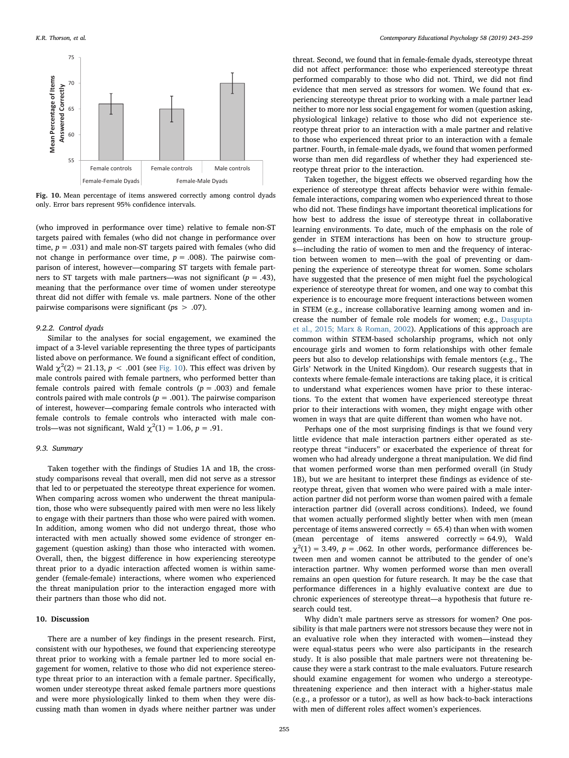Fig. 10. Mean percentage of items answered correctly among control dyads only. Error bars represent 95% confidence intervals.

(who improved in performance over time) relative to female non-ST targets paired with females (who did not change in performance over time, $p = .031$) and male non-ST targets paired with females (who did not change in performance over time, $p = .008$). The pairwise comparison of interest, however—comparing ST targets with female partners to ST targets with male partners—was not significant ($p = .43$), meaning that the performance over time of women under stereotype threat did not differ with female vs. male partners. None of the other pairwise comparisons were significant ($ps > .07$).

#### 9.2.2. Control dyads

Similar to the analyses for social engagement, we examined the impact of a 3-level variable representing the three types of participants listed above on performance. We found a significant effect of condition, Wald $\chi^2(2) = 21.13$, $p < .001$ (see Fig. 10). This effect was driven by male controls paired with female partners, who performed better than female controls paired with female controls ($p = .003$) and female controls paired with male controls ($p = .001$). The pairwise comparison of interest, however—comparing female controls who interacted with female controls to female controls who interacted with male controls—was not significant, Wald $\chi^2(1) = 1.06$, $p = .91$.

### 9.3. Summary

Taken together with the findings of Studies 1A and 1B, the cross-study comparisons reveal that overall, men did not serve as a stressor that led to or perpetuated the stereotype threat experience for women. When comparing across women who underwent the threat manipulation, those who were subsequently paired with men were no less likely to engage with their partners than those who were paired with women. In addition, among women who did not undergo threat, those who interacted with men actually showed some evidence of stronger engagement (question asking) than those who interacted with women. Overall, then, the biggest difference in how experiencing stereotype threat prior to a dyadic interaction affected women is within same-gender (female-female) interactions, where women who experienced the threat manipulation prior to the interaction engaged more with their partners than those who did not.

## 10. Discussion

There are a number of key findings in the present research. First, consistent with our hypotheses, we found that experiencing stereotype threat prior to working with a female partner led to more social engagement for women, relative to those who did not experience stereotype threat prior to an interaction with a female partner. Specifically, women under stereotype threat asked female partners more questions and were more physiologically linked to them when they were discussing math than women in dyads where neither partner was under threat. Second, we found that in female-female dyads, stereotype threat did not affect performance: those who experienced stereotype threat performed comparably to those who did not. Third, we did not find evidence that men served as stressors for women. We found that experiencing stereotype threat prior to working with a male partner lead neither to more nor less social engagement for women (question asking, physiological linkage) relative to those who did not experience stereotype threat prior to an interaction with a male partner and relative to those who experienced threat prior to an interaction with a female partner. Fourth, in female-male dyads, we found that women performed worse than men did regardless of whether they had experienced stereotype threat prior to the interaction.

Taken together, the biggest effects we observed regarding how the experience of stereotype threat affects behavior were within female-female interactions, comparing women who experienced threat to those who did not. These findings have important theoretical implications for how best to address the issue of stereotype threat in collaborative learning environments. To date, much of the emphasis on the role of gender in STEM interactions has been on how to structure groups—including the ratio of women to men and the frequency of interaction between women to men—with the goal of preventing or dampening the experience of stereotype threat for women. Some scholars have suggested that the presence of men might fuel the psychological experience of stereotype threat for women, and one way to combat this experience is to encourage more frequent interactions between women in STEM (e.g., increase collaborative learning among women and increase the number of female role models for women; e.g., Dasgupta et al., 2015; Marx & Roman, 2002). Applications of this approach are common within STEM-based scholarship programs, which not only encourage girls and women to form relationships with other female peers but also to develop relationships with female mentors (e.g., The Girls' Network in the United Kingdom). Our research suggests that in contexts where female-female interactions are taking place, it is critical to understand what experiences women have prior to these interactions. To the extent that women have experienced stereotype threat prior to their interactions with women, they might engage with other women in ways that are quite different than women who have not.

Perhaps one of the most surprising findings is that we found very little evidence that male interaction partners either operated as stereotype threat "inducers" or exacerbated the experience of threat for women who had already undergone a threat manipulation. We did find that women performed worse than men performed overall (in Study 1B), but we are hesitant to interpret these findings as evidence of stereotype threat, given that women who were paired with a male interaction partner did not perform worse than women paired with a female interaction partner did (overall across conditions). Indeed, we found that women actually performed slightly better when with men (mean percentage of items answered correctly = 65.4) than when with women (mean percentage of items answered correctly = 64.9), Wald $\chi^2(1) = 3.49$, $p = .062$. In other words, performance differences between men and women cannot be attributed to the gender of one's interaction partner. Why women performed worse than men overall remains an open question for future research. It may be the case that performance differences in a highly evaluative context are due to chronic experiences of stereotype threat—a hypothesis that future research could test.

Why didn't male partners serve as stressors for women? One possibility is that male partners were not stressors because they were not in an evaluative role when they interacted with women—instead they were equal-status peers who were also participants in the research study. It is also possible that male partners were not threatening because they were a stark contrast to the male evaluators. Future research should examine engagement for women who undergo a stereotype-threatening experience and then interact with a higher-status male (e.g., a professor or a tutor), as well as how back-to-back interactions with men of different roles affect women's experiences.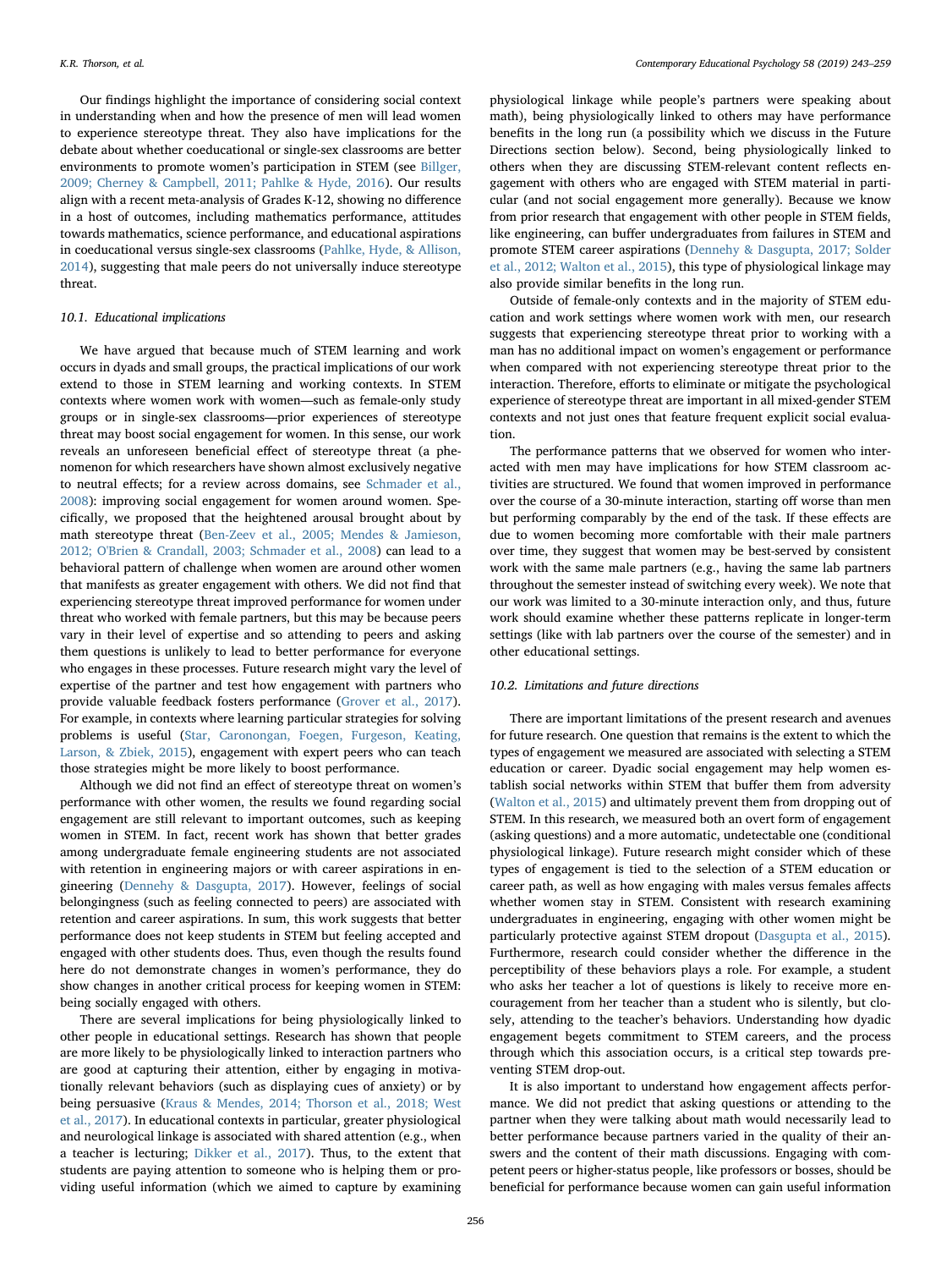Our findings highlight the importance of considering social context in understanding when and how the presence of men will lead women to experience stereotype threat. They also have implications for the debate about whether coeducational or single-sex classrooms are better environments to promote women's participation in STEM (see Billger, 2009; Cherney & Campbell, 2011; Pahlke & Hyde, 2016). Our results align with a recent meta-analysis of Grades K-12, showing no difference in a host of outcomes, including mathematics performance, attitudes towards mathematics, science performance, and educational aspirations in coeducational versus single-sex classrooms (Pahlke, Hyde, & Allison, 2014), suggesting that male peers do not universally induce stereotype threat.

### 10.1. Educational implications

We have argued that because much of STEM learning and work occurs in dyads and small groups, the practical implications of our work extend to those in STEM learning and working contexts. In STEM contexts where women work with women—such as female-only study groups or in single-sex classrooms—prior experiences of stereotype threat may boost social engagement for women. In this sense, our work reveals an unforeseen beneficial effect of stereotype threat (a phenomenon for which researchers have shown almost exclusively negative to neutral effects; for a review across domains, see Schmader et al., 2008): improving social engagement for women around women. Specifically, we proposed that the heightened arousal brought about by math stereotype threat (Ben-Zeev et al., 2005; Mendes & Jamieson, 2012; O'Brien & Crandall, 2003; Schmader et al., 2008) can lead to a behavioral pattern of challenge when women are around other women that manifests as greater engagement with others. We did not find that experiencing stereotype threat improved performance for women under threat who worked with female partners, but this may be because peers vary in their level of expertise and so attending to peers and asking them questions is unlikely to lead to better performance for everyone who engages in these processes. Future research might vary the level of expertise of the partner and test how engagement with partners who provide valuable feedback fosters performance (Grover et al., 2017). For example, in contexts where learning particular strategies for solving problems is useful (Star, Caronongan, Foegen, Furgeson, Keating, Larson, & Zbiek, 2015), engagement with expert peers who can teach those strategies might be more likely to boost performance.

Although we did not find an effect of stereotype threat on women's performance with other women, the results we found regarding social engagement are still relevant to important outcomes, such as keeping women in STEM. In fact, recent work has shown that better grades among undergraduate female engineering students are not associated with retention in engineering majors or with career aspirations in engineering (Dennehy & Dasgupta, 2017). However, feelings of social belongingness (such as feeling connected to peers) are associated with retention and career aspirations. In sum, this work suggests that better performance does not keep students in STEM but feeling accepted and engaged with other students does. Thus, even though the results found here do not demonstrate changes in women's performance, they do show changes in another critical process for keeping women in STEM: being socially engaged with others.

There are several implications for being physiologically linked to other people in educational settings. Research has shown that people are more likely to be physiologically linked to interaction partners who are good at capturing their attention, either by engaging in motivationally relevant behaviors (such as displaying cues of anxiety) or by being persuasive (Kraus & Mendes, 2014; Thorson et al., 2018; West et al., 2017). In educational contexts in particular, greater physiological and neurological linkage is associated with shared attention (e.g., when a teacher is lecturing; Dikker et al., 2017). Thus, to the extent that students are paying attention to someone who is helping them or providing useful information (which we aimed to capture by examining physiological linkage while people's partners were speaking about math), being physiologically linked to others may have performance benefits in the long run (a possibility which we discuss in the Future Directions section below). Second, being physiologically linked to others when they are discussing STEM-relevant content reflects engagement with others who are engaged with STEM material in particular (and not social engagement more generally). Because we know from prior research that engagement with other people in STEM fields, like engineering, can buffer undergraduates from failures in STEM and promote STEM career aspirations (Dennehy & Dasgupta, 2017; Solder et al., 2012; Walton et al., 2015), this type of physiological linkage may also provide similar benefits in the long run.

Outside of female-only contexts and in the majority of STEM education and work settings where women work with men, our research suggests that experiencing stereotype threat prior to working with a man has no additional impact on women's engagement or performance when compared with not experiencing stereotype threat prior to the interaction. Therefore, efforts to eliminate or mitigate the psychological experience of stereotype threat are important in all mixed-gender STEM contexts and not just ones that feature frequent explicit social evaluation.

The performance patterns that we observed for women who interacted with men may have implications for how STEM classroom activities are structured. We found that women improved in performance over the course of a 30-minute interaction, starting off worse than men but performing comparably by the end of the task. If these effects are due to women becoming more comfortable with their male partners over time, they suggest that women may be best-served by consistent work with the same male partners (e.g., having the same lab partners throughout the semester instead of switching every week). We note that our work was limited to a 30-minute interaction only, and thus, future work should examine whether these patterns replicate in longer-term settings (like with lab partners over the course of the semester) and in other educational settings.

### 10.2. Limitations and future directions

There are important limitations of the present research and avenues for future research. One question that remains is the extent to which the types of engagement we measured are associated with selecting a STEM education or career. Dyadic social engagement may help women establish social networks within STEM that buffer them from adversity (Walton et al., 2015) and ultimately prevent them from dropping out of STEM. In this research, we measured both an overt form of engagement (asking questions) and a more automatic, undetectable one (conditional physiological linkage). Future research might consider which of these types of engagement is tied to the selection of a STEM education or career path, as well as how engaging with males versus females affects whether women stay in STEM. Consistent with research examining undergraduates in engineering, engaging with other women might be particularly protective against STEM dropout (Dasgupta et al., 2015). Furthermore, research could consider whether the difference in the perceptibility of these behaviors plays a role. For example, a student who asks her teacher a lot of questions is likely to receive more encouragement from her teacher than a student who is silently, but closely, attending to the teacher's behaviors. Understanding how dyadic engagement begets commitment to STEM careers, and the process through which this association occurs, is a critical step towards preventing STEM drop-out.

It is also important to understand how engagement affects performance. We did not predict that asking questions or attending to the partner when they were talking about math would necessarily lead to better performance because partners varied in the quality of their answers and the content of their math discussions. Engaging with competent peers or higher-status people, like professors or bosses, should be beneficial for performance because women can gain useful information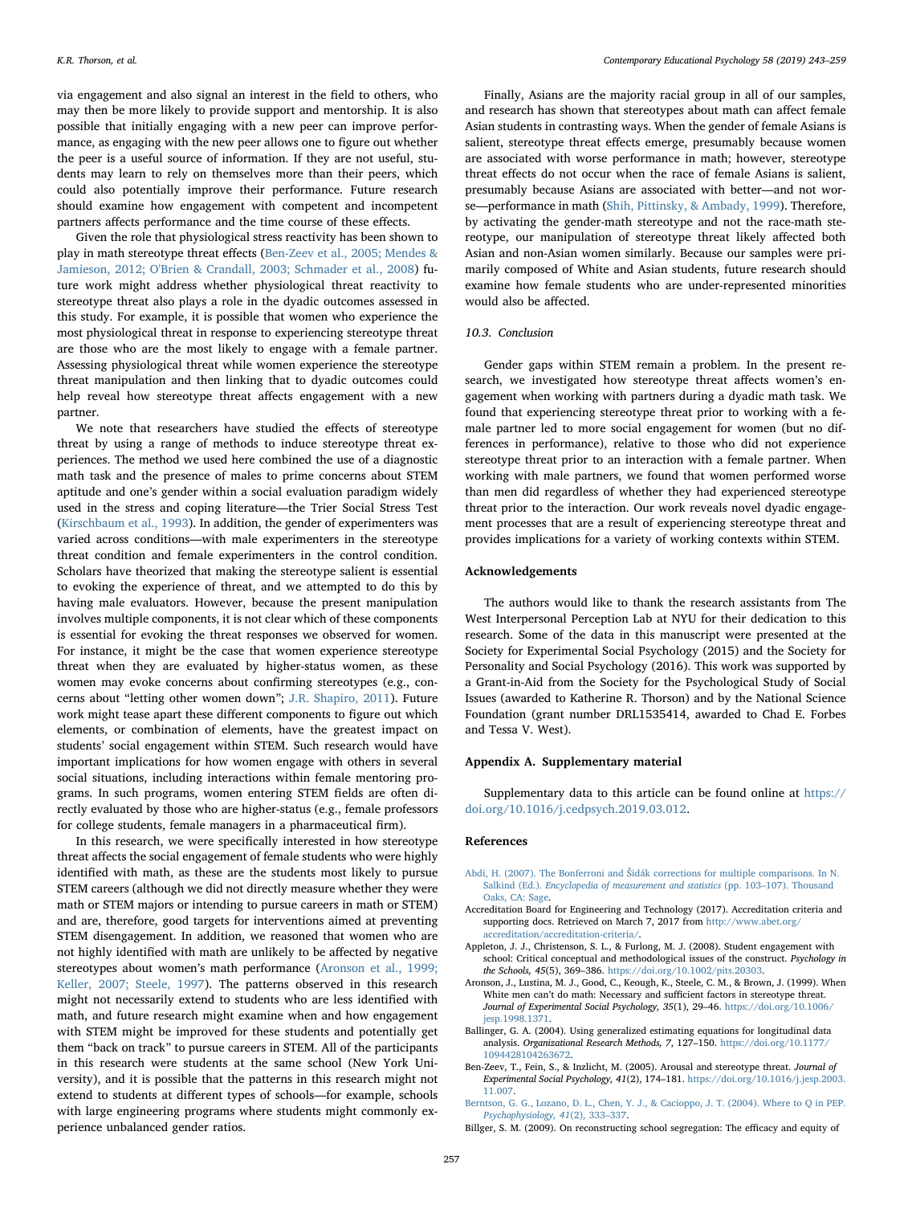via engagement and also signal an interest in the field to others, who may then be more likely to provide support and mentorship. It is also possible that initially engaging with a new peer can improve performance, as engaging with the new peer allows one to figure out whether the peer is a useful source of information. If they are not useful, students may learn to rely on themselves more than their peers, which could also potentially improve their performance. Future research should examine how engagement with competent and incompetent partners affects performance and the time course of these effects.

Given the role that physiological stress reactivity has been shown to play in math stereotype threat effects (Ben-Zeev et al., 2005; Mendes & Jamieson, 2012; O'Brien & Crandall, 2003; Schmader et al., 2008) future work might address whether physiological threat reactivity to stereotype threat also plays a role in the dyadic outcomes assessed in this study. For example, it is possible that women who experience the most physiological threat in response to experiencing stereotype threat are those who are the most likely to engage with a female partner. Assessing physiological threat while women experience the stereotype threat manipulation and then linking that to dyadic outcomes could help reveal how stereotype threat affects engagement with a new partner.

We note that researchers have studied the effects of stereotype threat by using a range of methods to induce stereotype threat experiences. The method we used here combined the use of a diagnostic math task and the presence of males to prime concerns about STEM aptitude and one's gender within a social evaluation paradigm widely used in the stress and coping literature—the Trier Social Stress Test (Kirschbaum et al., 1993). In addition, the gender of experimenters was varied across conditions—with male experimenters in the stereotype threat condition and female experimenters in the control condition. Scholars have theorized that making the stereotype salient is essential to evoking the experience of threat, and we attempted to do this by having male evaluators. However, because the present manipulation involves multiple components, it is not clear which of these components is essential for evoking the threat responses we observed for women. For instance, it might be the case that women experience stereotype threat when they are evaluated by higher-status women, as these women may evoke concerns about confirming stereotypes (e.g., concerns about "letting other women down"; J.R. Shapiro, 2011). Future work might tease apart these different components to figure out which elements, or combination of elements, have the greatest impact on students' social engagement within STEM. Such research would have important implications for how women engage with others in several social situations, including interactions within female mentoring programs. In such programs, women entering STEM fields are often directly evaluated by those who are higher-status (e.g., female professors for college students, female managers in a pharmaceutical firm).

In this research, we were specifically interested in how stereotype threat affects the social engagement of female students who were highly identified with math, as these are the students most likely to pursue STEM careers (although we did not directly measure whether they were math or STEM majors or intending to pursue careers in math or STEM) and are, therefore, good targets for interventions aimed at preventing STEM disengagement. In addition, we reasoned that women who are not highly identified with math are unlikely to be affected by negative stereotypes about women's math performance (Aronson et al., 1999; Keller, 2007; Steele, 1997). The patterns observed in this research might not necessarily extend to students who are less identified with math, and future research might examine when and how engagement with STEM might be improved for these students and potentially get them "back on track" to pursue careers in STEM. All of the participants in this research were students at the same school (New York University), and it is possible that the patterns in this research might not extend to students at different types of schools—for example, schools with large engineering programs where students might commonly experience unbalanced gender ratios.

Finally, Asians are the majority racial group in all of our samples, and research has shown that stereotypes about math can affect female Asian students in contrasting ways. When the gender of female Asians is salient, stereotype threat effects emerge, presumably because women are associated with worse performance in math; however, stereotype threat effects do not occur when the race of female Asians is salient, presumably because Asians are associated with better—and not worse—performance in math (Shih, Pittinsky, & Ambady, 1999). Therefore, by activating the gender-math stereotype and not the race-math stereotype, our manipulation of stereotype threat likely affected both Asian and non-Asian women similarly. Because our samples were primarily composed of White and Asian students, future research should examine how female students who are under-represented minorities would also be affected.

### 10.3. Conclusion

Gender gaps within STEM remain a problem. In the present research, we investigated how stereotype threat affects women's engagement when working with partners during a dyadic math task. We found that experiencing stereotype threat prior to working with a female partner led to more social engagement for women (but no differences in performance), relative to those who did not experience stereotype threat prior to an interaction with a female partner. When working with male partners, we found that women performed worse than men did regardless of whether they had experienced stereotype threat prior to the interaction. Our work reveals novel dyadic engagement processes that are a result of experiencing stereotype threat and provides implications for a variety of working contexts within STEM.

## Acknowledgements

The authors would like to thank the research assistants from The West Interpersonal Perception Lab at NYU for their dedication to this research. Some of the data in this manuscript were presented at the Society for Experimental Social Psychology (2015) and the Society for Personality and Social Psychology (2016). This work was supported by a Grant-in-Aid from the Society for the Psychological Study of Social Issues (awarded to Katherine R. Thorson) and by the National Science Foundation (grant number DRL1535414, awarded to Chad E. Forbes and Tessa V. West).

## Appendix A. Supplementary material

Supplementary data to this article can be found online at https://doi.org/10.1016/j.cedpsych.2019.03.012.

## References

Abdi, H. (2007). The Bonferroni and Šidák corrections for multiple comparisons. In N. Salkind (Ed.). *Encyclopedia of measurement and statistics* (pp. 103–107). Thousand Oaks, CA: Sage.

Accreditation Board for Engineering and Technology (2017). Accreditation criteria and supporting docs. Retrieved on March 7, 2017 from http://www.abet.org/accreditation/accreditation-criteria/.

Appleton, J. J., Christenson, S. L., & Furlong, M. J. (2008). Student engagement with school: Critical conceptual and methodological issues of the construct. *Psychology in the Schools, 45*(5), 369–386. https://doi.org/10.1002/pits.20303.

Aronson, J., Lustina, M. J., Good, C., Keough, K., Steele, C. M., & Brown, J. (1999). When White men can't do math: Necessary and sufficient factors in stereotype threat. *Journal of Experimental Social Psychology, 35*(1), 29–46. https://doi.org/10.1006/jesp.1998.1371.

Ballinger, G. A. (2004). Using generalized estimating equations for longitudinal data analysis. *Organizational Research Methods, 7*, 127–150. https://doi.org/10.1177/1094428104263672.

Ben-Zeev, T., Fein, S., & Inzlicht, M. (2005). Arousal and stereotype threat. *Journal of Experimental Social Psychology, 41*(2), 174–181. https://doi.org/10.1016/j.jesp.2003.11.007.

Berntson, G. G., Lozano, D. L., Chen, Y. J., & Cacioppo, J. T. (2004). Where to Q in PEP. *Psychophysiology, 41*(2), 333–337.

Billger, S. M. (2009). On reconstructing school segregation: The efficacy and equity of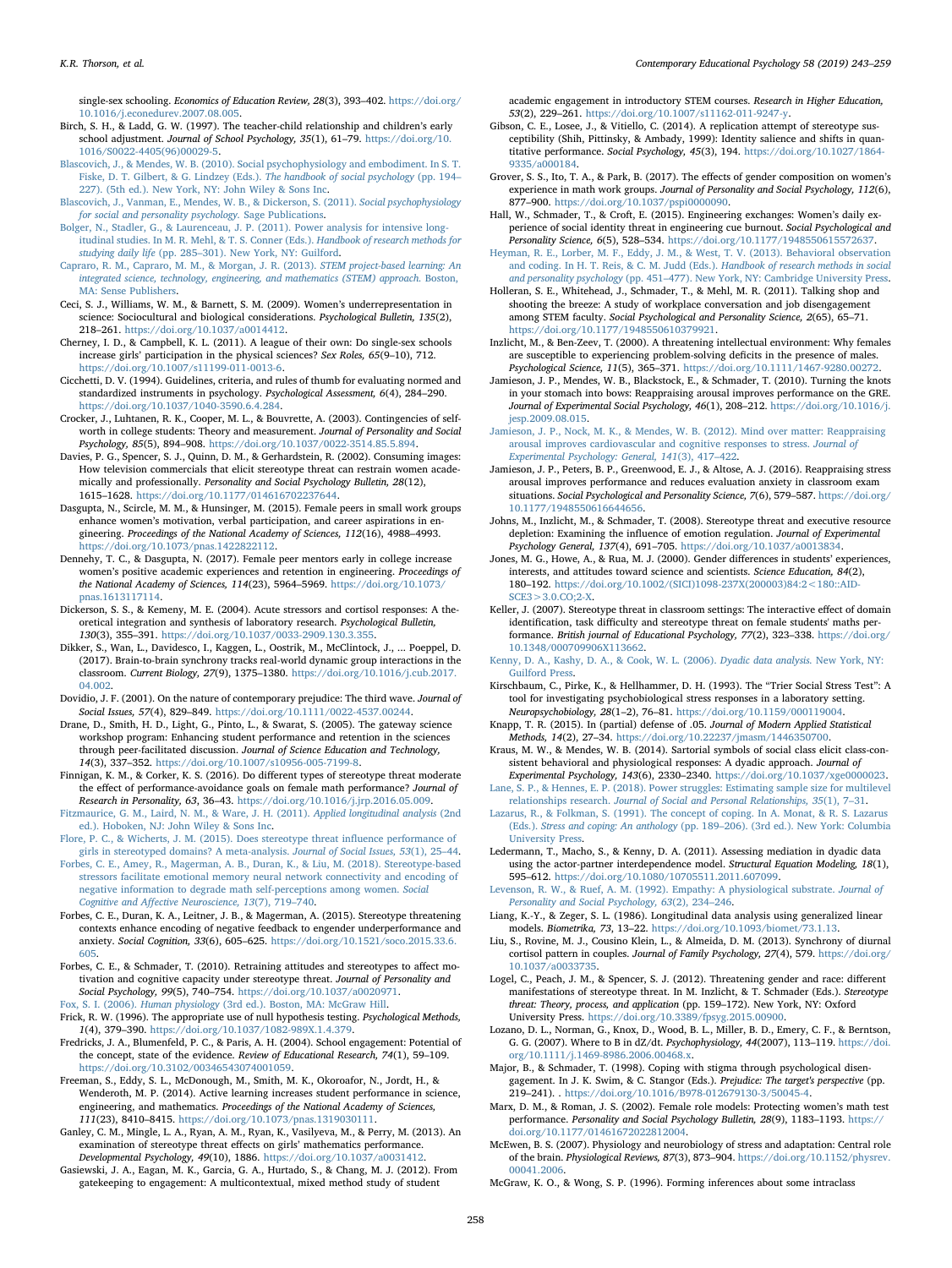single-sex schooling. *Economics of Education Review, 28*(3), 393–402. https://doi.org/10.1016/j.econedurev.2007.08.005.

Birch, S. H., & Ladd, G. W. (1997). The teacher-child relationship and children's early school adjustment. *Journal of School Psychology, 35*(1), 61–79. https://doi.org/10.1016/S0022-4405(96)00029-5.

Blascovich, J., & Mendes, W. B. (2010). Social psychophysiology and embodiment. In S. T. Fiske, D. T. Gilbert, & G. Lindzey (Eds.). *The handbook of social psychology* (pp. 194–227). (5th ed.). New York, NY: John Wiley & Sons Inc.

Blascovich, J., Vanman, E., Mendes, W. B., & Dickerson, S. (2011). *Social psychophysiology for social and personality psychology.* Sage Publications.

Bolger, N., Stadler, G., & Laurenceau, J. P. (2011). Power analysis for intensive longitudinal studies. In M. R. Mehl, & T. S. Conner (Eds.). *Handbook of research methods for studying daily life* (pp. 285–301). New York, NY: Guilford.

Capraro, R. M., Capraro, M. M., & Morgan, J. R. (2013). *STEM project-based learning: An integrated science, technology, engineering, and mathematics (STEM) approach.* Boston, MA: Sense Publishers.

Ceci, S. J., Williams, W. M., & Barnett, S. M. (2009). Women's underrepresentation in science: Sociocultural and biological considerations. *Psychological Bulletin, 135*(2), 218–261. https://doi.org/10.1037/a0014412.

Cherney, I. D., & Campbell, K. L. (2011). A league of their own: Do single-sex schools increase girls' participation in the physical sciences? *Sex Roles, 65*(9–10), 712. https://doi.org/10.1007/s11199-011-0013-6.

Cicchetti, D. V. (1994). Guidelines, criteria, and rules of thumb for evaluating normed and standardized instruments in psychology. *Psychological Assessment, 6*(4), 284–290. https://doi.org/10.1037/1040-3590.6.4.284.

Crocker, J., Luhtanen, R. K., Cooper, M. L., & Bouvrette, A. (2003). Contingencies of self-worth in college students: Theory and measurement. *Journal of Personality and Social Psychology, 85*(5), 894–908. https://doi.org/10.1037/0022-3514.85.5.894.

Davies, P. G., Spencer, S. J., Quinn, D. M., & Gerhardstein, R. (2002). Consuming images: How television commercials that elicit stereotype threat can restrain women academically and professionally. *Personality and Social Psychology Bulletin, 28*(12), 1615–1628. https://doi.org/10.1177/014616702237644.

Dasgupta, N., Scircle, M. M., & Hunsinger, M. (2015). Female peers in small work groups enhance women's motivation, verbal participation, and career aspirations in engineering. *Proceedings of the National Academy of Sciences, 112*(16), 4988–4993. https://doi.org/10.1073/pnas.1422822112.

Dennehy, T. C., & Dasgupta, N. (2017). Female peer mentors early in college increase women's positive academic experiences and retention in engineering. *Proceedings of the National Academy of Sciences, 114*(23), 5964–5969. https://doi.org/10.1073/pnas.1613117114.

Dickerson, S. S., & Kemeny, M. E. (2004). Acute stressors and cortisol responses: A theoretical integration and synthesis of laboratory research. *Psychological Bulletin, 130*(3), 355–391. https://doi.org/10.1037/0033-2909.130.3.355.

Dikker, S., Wan, L., Davidesco, I., Kaggen, L., Oostrik, M., McClintock, J., ... Poeppel, D. (2017). Brain-to-brain synchrony tracks real-world dynamic group interactions in the classroom. *Current Biology, 27*(9), 1375–1380. https://doi.org/10.1016/j.cub.2017.04.002.

Dovidio, J. F. (2001). On the nature of contemporary prejudice: The third wave. *Journal of Social Issues, 57*(4), 829–849. https://doi.org/10.1111/0022-4537.00244.

Drane, D., Smith, H. D., Light, G., Pinto, L., & Swarat, S. (2005). The gateway science workshop program: Enhancing student performance and retention in the sciences through peer-facilitated discussion. *Journal of Science Education and Technology, 14*(3), 337–352. https://doi.org/10.1007/s10956-005-7199-8.

Finnigan, K. M., & Corker, K. S. (2016). Do different types of stereotype threat moderate the effect of performance-avoidance goals on female math performance? *Journal of Research in Personality, 63*, 36–43. https://doi.org/10.1016/j.jrp.2016.05.009.

Fitzmaurice, G. M., Laird, N. M., & Ware, J. H. (2011). *Applied longitudinal analysis* (2nd ed.). Hoboken, NJ: John Wiley & Sons Inc.

Flore, P. C., & Wicherts, J. M. (2015). Does stereotype threat influence performance of girls in stereotyped domains? A meta-analysis. *Journal of Social Issues, 53*(1), 25–44.

Forbes, C. E., Amey, R., Magerman, A. B., Duran, K., & Liu, M. (2018). Stereotype-based stressors facilitate emotional memory neural network connectivity and encoding of negative information to degrade math self-perceptions among women. *Social Cognitive and Affective Neuroscience, 13*(7), 719–740.

Forbes, C. E., Duran, K. A., Leitner, J. B., & Magerman, A. B. (2015). Stereotype threatening contexts enhance encoding of negative feedback to engender underperformance and anxiety. *Social Cognition, 33*(6), 605–625. https://doi.org/10.1521/soco.2015.33.6.605.

Forbes, C. E., & Schmader, T. (2010). Retraining attitudes and stereotypes to affect motivation and cognitive capacity under stereotype threat. *Journal of Personality and Social Psychology, 99*(5), 740–754. https://doi.org/10.1037/a0020971.

Fox, S. I. (2006). *Human physiology* (3rd ed.). Boston, MA: McGraw Hill.

Frick, R. W. (1996). The appropriate use of null hypothesis testing. *Psychological Methods, 1*(4), 379–390. https://doi.org/10.1037/1082-989X.1.4.379.

Fredricks, J. A., Blumenfeld, P. C., & Paris, A. H. (2004). School engagement: Potential of the concept, state of the evidence. *Review of Educational Research, 74*(1), 59–109. https://doi.org/10.3102/00346543074001059.

Freeman, S., Eddy, S. L., McDonough, M., Smith, M. K., Okoroafor, N., Jordt, H., & Wenderoth, M. P. (2014). Active learning increases student performance in science, engineering, and mathematics. *Proceedings of the National Academy of Sciences, 111*(23), 8410–8415. https://doi.org/10.1073/pnas.1319030111.

Ganley, C. M., Mingle, L. A., Ryan, A. M., Ryan, K., Vasilyeva, M., & Perry, M. (2013). An examination of stereotype threat effects on girls' mathematics performance. *Developmental Psychology, 49*(10), 1886. https://doi.org/10.1037/a0031412.

Gasiewski, J. A., Eagan, M. K., Garcia, G. A., Hurtado, S., & Chang, M. J. (2012). From gatekeeping to engagement: A multicontextual, mixed method study of student academic engagement in introductory STEM courses. *Research in Higher Education, 53*(2), 229–261. https://doi.org/10.1007/s11162-011-9247-y.

Gibson, C. E., Losee, J., & Vitiello, C. (2014). A replication attempt of stereotype susceptibility (Shih, Pittinsky, & Ambady, 1999): Identity salience and shifts in quantitative performance. *Social Psychology, 45*(3), 194. https://doi.org/10.1027/1864-9335/a000184.

Grover, S. S., Ito, T. A., & Park, B. (2017). The effects of gender composition on women's experience in math work groups. *Journal of Personality and Social Psychology, 112*(6), 877–900. https://doi.org/10.1037/pspi0000090.

Hall, W., Schmader, T., & Croft, E. (2015). Engineering exchanges: Women's daily experience of social identity threat in engineering cue burnout. *Social Psychological and Personality Science, 6*(5), 528–534. https://doi.org/10.1177/1948550615572637.

Heyman, R. E., Lorber, M. F., Eddy, J. M., & West, T. V. (2013). Behavioral observation and coding. In H. T. Reis, & C. M. Judd (Eds.). *Handbook of research methods in social and personality psychology* (pp. 451–477). New York, NY: Cambridge University Press.

Holleran, S. E., Whitehead, J., Schmader, T., & Mehl, M. R. (2011). Talking shop and shooting the breeze: A study of workplace conversation and job disengagement among STEM faculty. *Social Psychological and Personality Science, 2*(65), 65–71. https://doi.org/10.1177/1948550610379921.

Inzlicht, M., & Ben-Zeev, T. (2000). A threatening intellectual environment: Why females are susceptible to experiencing problem-solving deficits in the presence of males. *Psychological Science, 11*(5), 365–371. https://doi.org/10.1111/1467-9280.00272.

Jamieson, J. P., Mendes, W. B., Blackstock, E., & Schmader, T. (2010). Turning the knots in your stomach into bows: Reappraising arousal improves performance on the GRE. *Journal of Experimental Social Psychology, 46*(1), 208–212. https://doi.org/10.1016/j.jesp.2009.08.015.

Jamieson, J. P., Nock, M. K., & Mendes, W. B. (2012). Mind over matter: Reappraising arousal improves cardiovascular and cognitive responses to stress. *Journal of Experimental Psychology: General, 141*(3), 417–422.

Jamieson, J. P., Peters, B. P., Greenwood, E. J., & Altose, A. J. (2016). Reappraising stress arousal improves performance and reduces evaluation anxiety in classroom exam situations. *Social Psychological and Personality Science, 7*(6), 579–587. https://doi.org/10.1177/1948550616644656.

Johns, M., Inzlicht, M., & Schmader, T. (2008). Stereotype threat and executive resource depletion: Examining the influence of emotion regulation. *Journal of Experimental Psychology General, 137*(4), 691–705. https://doi.org/10.1037/a0013834.

Jones, M. G., Howe, A., & Rua, M. J. (2000). Gender differences in students' experiences, interests, and attitudes toward science and scientists. *Science Education, 84*(2), 180–192. https://doi.org/10.1002/(SICI)1098-237X(200003)84:2<180::AID-SCE3>3.0.CO;2-X.

Keller, J. (2007). Stereotype threat in classroom settings: The interactive effect of domain identification, task difficulty and stereotype threat on female students' maths performance. *British journal of Educational Psychology, 77*(2), 323–338. https://doi.org/10.1348/000709906X113662.

Kenny, D. A., Kashy, D. A., & Cook, W. L. (2006). *Dyadic data analysis.* New York, NY: Guilford Press.

Kirschbaum, C., Pirke, K., & Hellhammer, D. H. (1993). The "Trier Social Stress Test": A tool for investigating psychobiological stress responses in a laboratory setting. *Neuropsychobiology, 28*(1–2), 76–81. https://doi.org/10.1159/000119004.

Knapp, T. R. (2015). In (partial) defense of .05. *Journal of Modern Applied Statistical Methods, 14*(2), 27–34. https://doi.org/10.22237/jmasm/1446350700.

Kraus, M. W., & Mendes, W. B. (2014). Sartorial symbols of social class elicit class-consistent behavioral and physiological responses: A dyadic approach. *Journal of Experimental Psychology, 143*(6), 2330–2340. https://doi.org/10.1037/xge0000023.

Lane, S. P., & Hennes, E. P. (2018). Power struggles: Estimating sample size for multilevel relationships research. *Journal of Social and Personal Relationships, 35*(1), 7–31.

Lazarus, R., & Folkman, S. (1991). The concept of coping. In A. Monat, & R. S. Lazarus (Eds.). *Stress and coping: An anthology* (pp. 189–206). (3rd ed.). New York: Columbia University Press.

Ledermann, T., Macho, S., & Kenny, D. A. (2011). Assessing mediation in dyadic data using the actor-partner interdependence model. *Structural Equation Modeling, 18*(1), 595–612. https://doi.org/10.1080/10705511.2011.607099.

Levenson, R. W., & Ruef, A. M. (1992). Empathy: A physiological substrate. *Journal of Personality and Social Psychology, 63*(2), 234–246.

Liang, K.-Y., & Zeger, S. L. (1986). Longitudinal data analysis using generalized linear models. *Biometrika, 73*, 13–22. https://doi.org/10.1093/biomet/73.1.13.

Liu, S., Rovine, M. J., Cousino Klein, L., & Almeida, D. M. (2013). Synchrony of diurnal cortisol pattern in couples. *Journal of Family Psychology, 27*(4), 579. https://doi.org/10.1037/a0033735.

Logel, C., Peach, J. M., & Spencer, S. J. (2012). Threatening gender and race: different manifestations of stereotype threat. In M. Inzlicht, & T. Schmader (Eds.). *Stereotype threat: Theory, process, and application* (pp. 159–172). New York, NY: Oxford University Press. https://doi.org/10.3389/fpsyg.2015.00900.

Lozano, D. L., Norman, G., Knox, D., Wood, B. L., Miller, B. D., Emery, C. F., & Berntson, G. G. (2007). Where to B in dZ/dt. *Psychophysiology, 44*(2007), 113–119. https://doi.org/10.1111/j.1469-8986.2006.00468.x.

Major, B., & Schmader, T. (1998). Coping with stigma through psychological disengagement. In J. K. Swim, & C. Stangor (Eds.). *Prejudice: The target's perspective* (pp. 219–241). . https://doi.org/10.1016/B978-012679130-3/50045-4.

Marx, D. M., & Roman, J. S. (2002). Female role models: Protecting women's math test performance. *Personality and Social Psychology Bulletin, 28*(9), 1183–1193. https://doi.org/10.1177/01461672022812004.

McEwen, B. S. (2007). Physiology and neurobiology of stress and adaptation: Central role of the brain. *Physiological Reviews, 87*(3), 873–904. https://doi.org/10.1152/physrev.00041.2006.

McGraw, K. O., & Wong, S. P. (1996). Forming inferences about some intraclass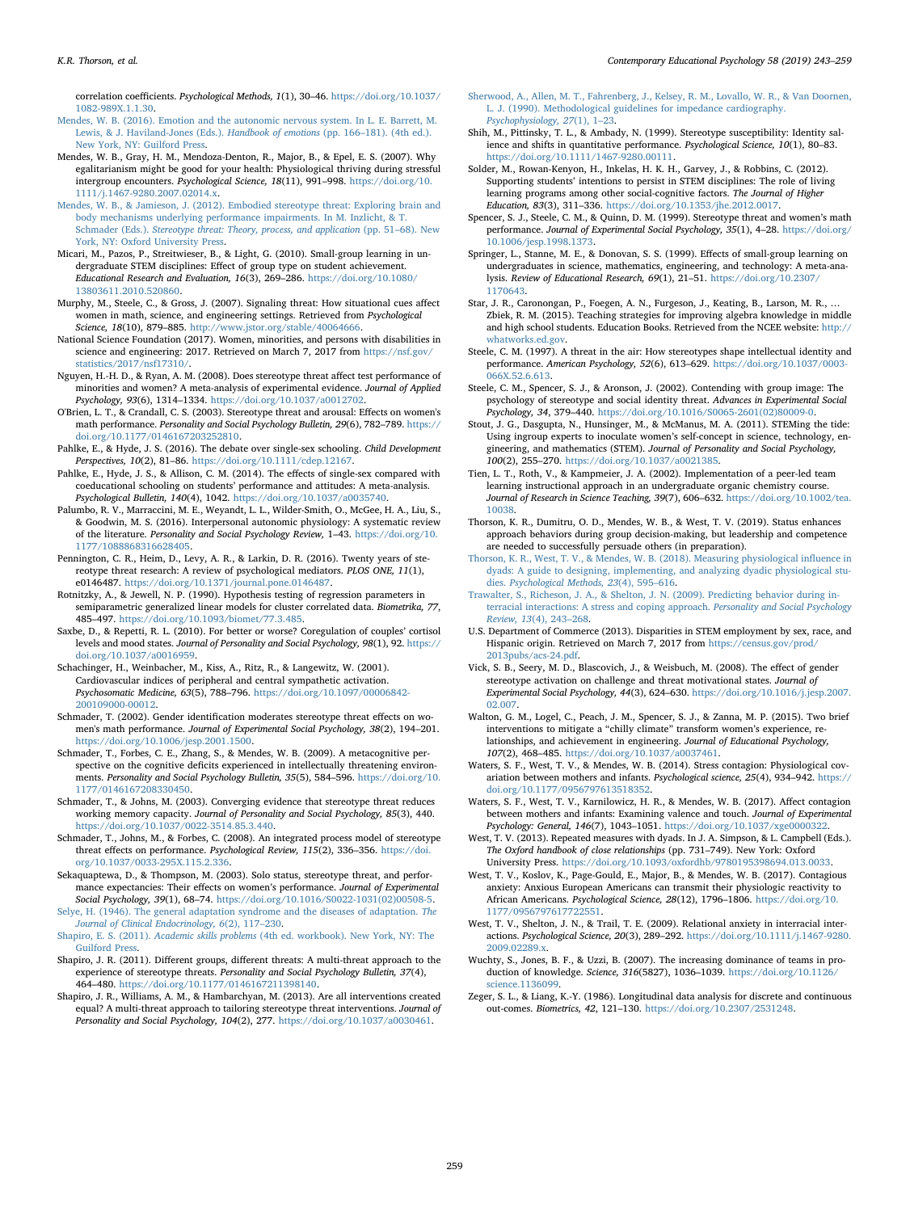correlation coefficients. *Psychological Methods, 1*(1), 30–46. https://doi.org/10.1037/1082-989X.1.1.30.

Mendes, W. B. (2016). Emotion and the autonomic nervous system. In L. E. Barrett, M. Lewis, & J. Haviland-Jones (Eds.). *Handbook of emotions* (pp. 166–181). (4th ed.). New York, NY: Guilford Press.

Mendes, W. B., Gray, H. M., Mendoza-Denton, R., Major, B., & Epel, E. S. (2007). Why egalitarianism might be good for your health: Physiological thriving during stressful intergroup encounters. *Psychological Science, 18*(11), 991–998. https://doi.org/10.1111/j.1467-9280.2007.02014.x.

Mendes, W. B., & Jamieson, J. (2012). Embodied stereotype threat: Exploring brain and body mechanisms underlying performance impairments. In M. Inzlicht, & T. Schmader (Eds.). *Stereotype threat: Theory, process, and application* (pp. 51–68). New York, NY: Oxford University Press.

Micari, M., Pazos, P., Streitwieser, B., & Light, G. (2010). Small-group learning in undergraduate STEM disciplines: Effect of group type on student achievement. *Educational Research and Evaluation, 16*(3), 269–286. https://doi.org/10.1080/13803611.2010.520860.

Murphy, M., Steele, C., & Gross, J. (2007). Signaling threat: How situational cues affect women in math, science, and engineering settings. Retrieved from *Psychological Science, 18*(10), 879–885. http://www.jstor.org/stable/40064666.

National Science Foundation (2017). Women, minorities, and persons with disabilities in science and engineering: 2017. Retrieved on March 7, 2017 from https://nsf.gov/statistics/2017/nsf17310/.

Nguyen, H.-H. D., & Ryan, A. M. (2008). Does stereotype threat affect test performance of minorities and women? A meta-analysis of experimental evidence. *Journal of Applied Psychology, 93*(6), 1314–1334. https://doi.org/10.1037/a0012702.

O'Brien, L. T., & Crandall, C. S. (2003). Stereotype threat and arousal: Effects on women's math performance. *Personality and Social Psychology Bulletin, 29*(6), 782–789. https://doi.org/10.1177/0146167203252810.

Pahlke, E., & Hyde, J. S. (2016). The debate over single-sex schooling. *Child Development Perspectives, 10*(2), 81–86. https://doi.org/10.1111/cdep.12167.

Pahlke, E., Hyde, J. S., & Allison, C. M. (2014). The effects of single-sex compared with coeducational schooling on students' performance and attitudes: A meta-analysis. *Psychological Bulletin, 140*(4), 1042. https://doi.org/10.1037/a0035740.

Palumbo, R. V., Marraccini, M. E., Weyandt, L. L., Wilder-Smith, O., McGee, H. A., Liu, S., & Goodwin, M. S. (2016). Interpersonal autonomic physiology: A systematic review of the literature. *Personality and Social Psychology Review,* 1–43. https://doi.org/10.1177/1088868316628405.

Pennington, C. R., Heim, D., Levy, A. R., & Larkin, D. R. (2016). Twenty years of stereotype threat research: A review of psychological mediators. *PLOS ONE, 11*(1), e0146487. https://doi.org/10.1371/journal.pone.0146487.

Rotnitzky, A., & Jewell, N. P. (1990). Hypothesis testing of regression parameters in semiparametric generalized linear models for cluster correlated data. *Biometrika, 77*, 485–497. https://doi.org/10.1093/biomet/77.3.485.

Saxbe, D., & Repetti, R. L. (2010). For better or worse? Coregulation of couples' cortisol levels and mood states. *Journal of Personality and Social Psychology, 98*(1), 92. https://doi.org/10.1037/a0016959.

Schachinger, H., Weinbacher, M., Kiss, A., Ritz, R., & Langewitz, W. (2001). Cardiovascular indices of peripheral and central sympathetic activation. *Psychosomatic Medicine, 63*(5), 788–796. https://doi.org/10.1097/00006842-200109000-00012.

Schmader, T. (2002). Gender identification moderates stereotype threat effects on women's math performance. *Journal of Experimental Social Psychology, 38*(2), 194–201. https://doi.org/10.1006/jesp.2001.1500.

Schmader, T., Forbes, C. E., Zhang, S., & Mendes, W. B. (2009). A metacognitive perspective on the cognitive deficits experienced in intellectually threatening environments. *Personality and Social Psychology Bulletin, 35*(5), 584–596. https://doi.org/10.1177/0146167208330450.

Schmader, T., & Johns, M. (2003). Converging evidence that stereotype threat reduces working memory capacity. *Journal of Personality and Social Psychology, 85*(3), 440. https://doi.org/10.1037/0022-3514.85.3.440.

Schmader, T., Johns, M., & Forbes, C. (2008). An integrated process model of stereotype threat effects on performance. *Psychological Review, 115*(2), 336–356. https://doi.org/10.1037/0033-295X.115.2.336.

Sekaquaptewa, D., & Thompson, M. (2003). Solo status, stereotype threat, and performance expectancies: Their effects on women's performance. *Journal of Experimental Social Psychology, 39*(1), 68–74. https://doi.org/10.1016/S0022-1031(02)00508-5.

Selye, H. (1946). The general adaptation syndrome and the diseases of adaptation. *The Journal of Clinical Endocrinology, 6*(2), 117–230.

Shapiro, E. S. (2011). *Academic skills problems* (4th ed. workbook). New York, NY: The Guilford Press.

Shapiro, J. R. (2011). Different groups, different threats: A multi-threat approach to the experience of stereotype threats. *Personality and Social Psychology Bulletin, 37*(4), 464–480. https://doi.org/10.1177/0146167211398140.

Shapiro, J. R., Williams, A. M., & Hambarchyan, M. (2013). Are all interventions created equal? A multi-threat approach to tailoring stereotype threat interventions. *Journal of Personality and Social Psychology, 104*(2), 277. https://doi.org/10.1037/a0030461.

Sherwood, A., Allen, M. T., Fahrenberg, J., Kelsey, R. M., Lovallo, W. R., & Van Doornen, L. J. (1990). Methodological guidelines for impedance cardiography. *Psychophysiology, 27*(1), 1–23.

Shih, M., Pittinsky, T. L., & Ambady, N. (1999). Stereotype susceptibility: Identity salience and shifts in quantitative performance. *Psychological Science, 10*(1), 80–83. https://doi.org/10.1111/1467-9280.00111.

Solder, M., Rowan-Kenyon, H., Inkelas, H. K. H., Garvey, J., & Robbins, C. (2012). Supporting students' intentions to persist in STEM disciplines: The role of living learning programs among other social-cognitive factors. *The Journal of Higher Education, 83*(3), 311–336. https://doi.org/10.1353/jhe.2012.0017.

Spencer, S. J., Steele, C. M., & Quinn, D. M. (1999). Stereotype threat and women's math performance. *Journal of Experimental Social Psychology, 35*(1), 4–28. https://doi.org/10.1006/jesp.1998.1373.

Springer, L., Stanne, M. E., & Donovan, S. S. (1999). Effects of small-group learning on undergraduates in science, mathematics, engineering, and technology: A meta-analysis. *Review of Educational Research, 69*(1), 21–51. https://doi.org/10.2307/1170643.

Star, J. R., Caronongan, P., Foegen, A. N., Furgeson, J., Keating, B., Larson, M. R., … Zbiek, R. M. (2015). Teaching strategies for improving algebra knowledge in middle and high school students. Education Books. Retrieved from the NCEE website: http://whatworks.ed.gov.

Steele, C. M. (1997). A threat in the air: How stereotypes shape intellectual identity and performance. *American Psychology, 52*(6), 613–629. https://doi.org/10.1037/0003-066X.52.6.613.

Steele, C. M., Spencer, S. J., & Aronson, J. (2002). Contending with group image: The psychology of stereotype and social identity threat. *Advances in Experimental Social Psychology, 34*, 379–440. https://doi.org/10.1016/S0065-2601(02)80009-0.

Stout, J. G., Dasgupta, N., Hunsinger, M., & McManus, M. A. (2011). STEMing the tide: Using ingroup experts to inoculate women's self-concept in science, technology, engineering, and mathematics (STEM). *Journal of Personality and Social Psychology, 100*(2), 255–270. https://doi.org/10.1037/a0021385.

Tien, L. T., Roth, V., & Kampmeier, J. A. (2002). Implementation of a peer-led team learning instructional approach in an undergraduate organic chemistry course. *Journal of Research in Science Teaching, 39*(7), 606–632. https://doi.org/10.1002/tea.10038.

Thorson, K. R., Dumitru, O. D., Mendes, W. B., & West, T. V. (2019). Status enhances approach behaviors during group decision-making, but leadership and competence are needed to successfully persuade others (in preparation).

Thorson, K. R., West, T. V., & Mendes, W. B. (2018). Measuring physiological influence in dyads: A guide to designing, implementing, and analyzing dyadic physiological studies. *Psychological Methods, 23*(4), 595–616.

Trawalter, S., Richeson, J. A., & Shelton, J. N. (2009). Predicting behavior during interracial interactions: A stress and coping approach. *Personality and Social Psychology Review, 13*(4), 243–268.

U.S. Department of Commerce (2013). Disparities in STEM employment by sex, race, and Hispanic origin. Retrieved on March 7, 2017 from https://census.gov/prod/2013pubs/acs-24.pdf.

Vick, S. B., Seery, M. D., Blascovich, J., & Weisbuch, M. (2008). The effect of gender stereotype activation on challenge and threat motivational states. *Journal of Experimental Social Psychology, 44*(3), 624–630. https://doi.org/10.1016/j.jesp.2007.02.007.

Walton, G. M., Logel, C., Peach, J. M., Spencer, S. J., & Zanna, M. P. (2015). Two brief interventions to mitigate a "chilly climate" transform women's experience, relationships, and achievement in engineering. *Journal of Educational Psychology, 107*(2), 468–485. https://doi.org/10.1037/a0037461.

Waters, S. F., West, T. V., & Mendes, W. B. (2014). Stress contagion: Physiological covariation between mothers and infants. *Psychological science, 25*(4), 934–942. https://doi.org/10.1177/0956797613518352.

Waters, S. F., West, T. V., Karnilowicz, H. R., & Mendes, W. B. (2017). Affect contagion between mothers and infants: Examining valence and touch. *Journal of Experimental Psychology: General, 146*(7), 1043–1051. https://doi.org/10.1037/xge0000322.

West, T. V. (2013). Repeated measures with dyads. In J. A. Simpson, & L. Campbell (Eds.). *The Oxford handbook of close relationships* (pp. 731–749). New York: Oxford University Press. https://doi.org/10.1093/oxfordhb/9780195398694.013.0033.

West, T. V., Koslov, K., Page-Gould, E., Major, B., & Mendes, W. B. (2017). Contagious anxiety: Anxious European Americans can transmit their physiologic reactivity to African Americans. *Psychological Science, 28*(12), 1796–1806. https://doi.org/10.1177/0956797617722551.

West, T. V., Shelton, J. N., & Trail, T. E. (2009). Relational anxiety in interracial interactions. *Psychological Science, 20*(3), 289–292. https://doi.org/10.1111/j.1467-9280.2009.02289.x.

Wuchty, S., Jones, B. F., & Uzzi, B. (2007). The increasing dominance of teams in production of knowledge. *Science, 316*(5827), 1036–1039. https://doi.org/10.1126/science.1136099.

Zeger, S. L., & Liang, K.-Y. (1986). Longitudinal data analysis for discrete and continuous out-comes. *Biometrics, 42*, 121–130. https://doi.org/10.2307/2531248.